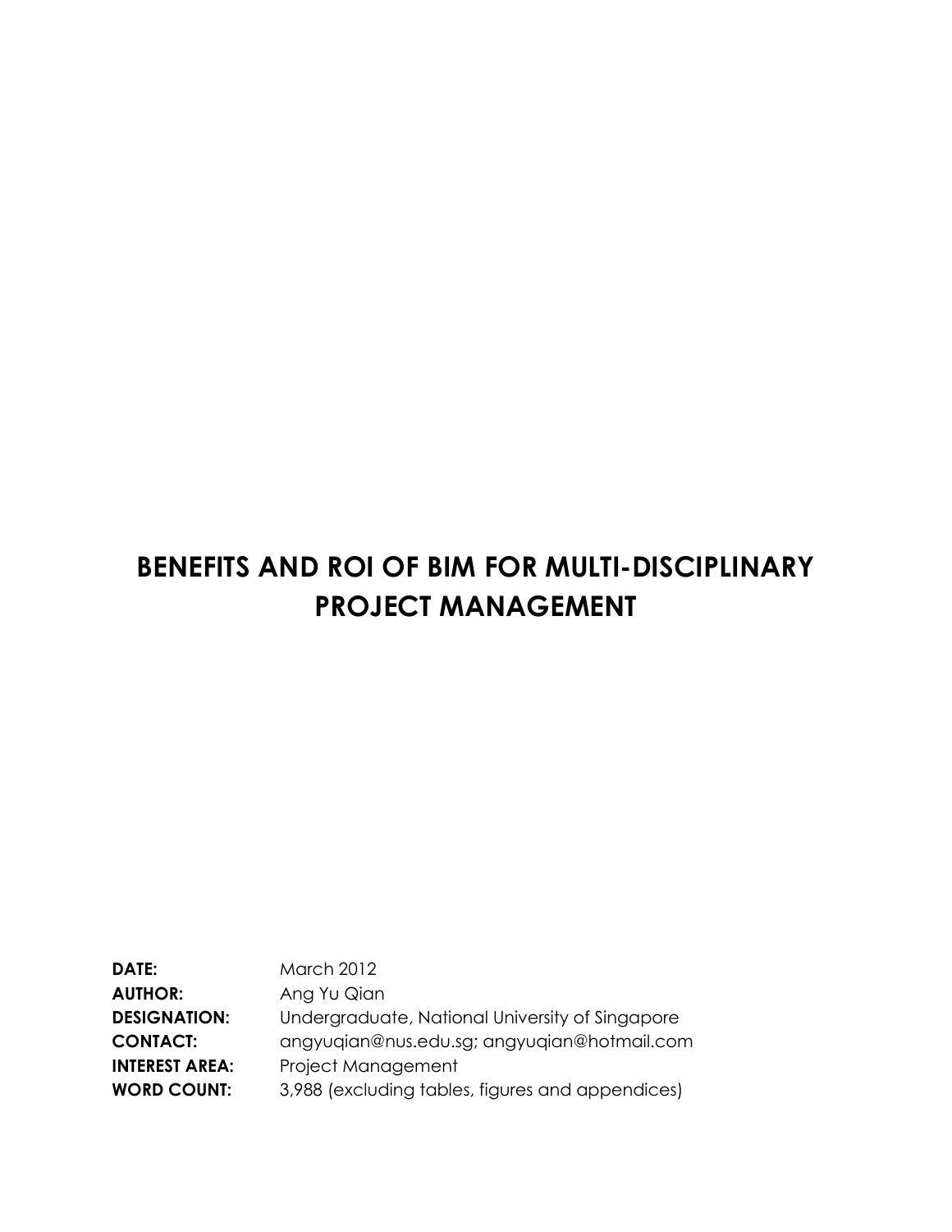# BENEFITS AND ROI OF BIM FOR MULTI-DISCIPLINARY PROJECT MANAGEMENT

**DATE:** March 2012

**AUTHOR:** Ang Yu Qian

**DESIGNATION:** Undergraduate, National University of Singapore

**CONTACT:** angyuqian@nus.edu.sg; angyuqian@hotmail.com

**INTEREST AREA:** Project Management

**WORD COUNT:** 3,988 (excluding tables, figures and appendices)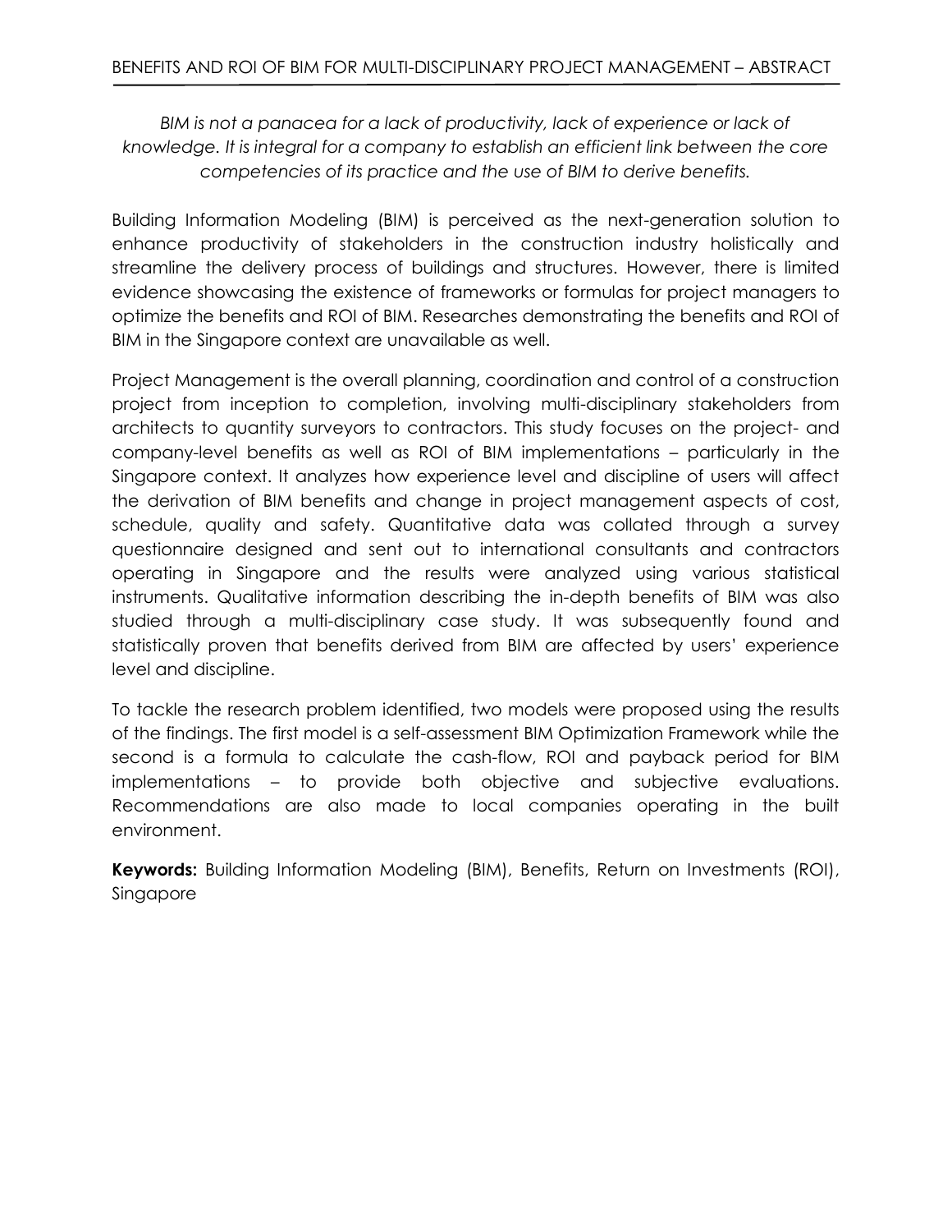*BIM is not a panacea for a lack of productivity, lack of experience or lack of knowledge. It is integral for a company to establish an efficient link between the core competencies of its practice and the use of BIM to derive benefits.*

Building Information Modeling (BIM) is perceived as the next-generation solution to enhance productivity of stakeholders in the construction industry holistically and streamline the delivery process of buildings and structures. However, there is limited evidence showcasing the existence of frameworks or formulas for project managers to optimize the benefits and ROI of BIM. Researches demonstrating the benefits and ROI of BIM in the Singapore context are unavailable as well.

Project Management is the overall planning, coordination and control of a construction project from inception to completion, involving multi-disciplinary stakeholders from architects to quantity surveyors to contractors. This study focuses on the project- and company-level benefits as well as ROI of BIM implementations – particularly in the Singapore context. It analyzes how experience level and discipline of users will affect the derivation of BIM benefits and change in project management aspects of cost, schedule, quality and safety. Quantitative data was collated through a survey questionnaire designed and sent out to international consultants and contractors operating in Singapore and the results were analyzed using various statistical instruments. Qualitative information describing the in-depth benefits of BIM was also studied through a multi-disciplinary case study. It was subsequently found and statistically proven that benefits derived from BIM are affected by users' experience level and discipline.

To tackle the research problem identified, two models were proposed using the results of the findings. The first model is a self-assessment BIM Optimization Framework while the second is a formula to calculate the cash-flow, ROI and payback period for BIM implementations – to provide both objective and subjective evaluations. Recommendations are also made to local companies operating in the built environment.

**Keywords:** Building Information Modeling (BIM), Benefits, Return on Investments (ROI), Singapore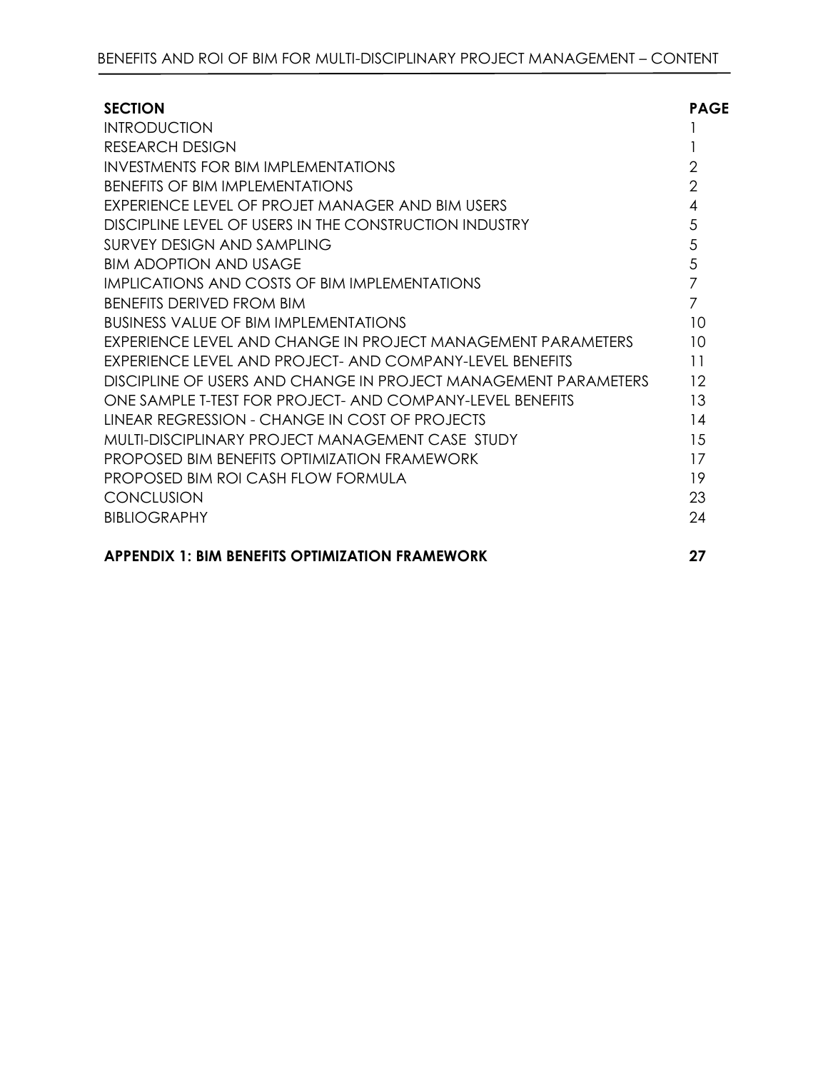# BENEFITS AND ROI OF BIM FOR MULTI-DISCIPLINARY PROJECT MANAGEMENT – CONTENT

| SECTION | PAGE |
| --- | --- |
| INTRODUCTION | 1 |
| RESEARCH DESIGN | 1 |
| INVESTMENTS FOR BIM IMPLEMENTATIONS | 2 |
| BENEFITS OF BIM IMPLEMENTATIONS | 2 |
| EXPERIENCE LEVEL OF PROJET MANAGER AND BIM USERS | 4 |
| DISCIPLINE LEVEL OF USERS IN THE CONSTRUCTION INDUSTRY | 5 |
| SURVEY DESIGN AND SAMPLING | 5 |
| BIM ADOPTION AND USAGE | 5 |
| IMPLICATIONS AND COSTS OF BIM IMPLEMENTATIONS | 7 |
| BENEFITS DERIVED FROM BIM | 7 |
| BUSINESS VALUE OF BIM IMPLEMENTATIONS | 10 |
| EXPERIENCE LEVEL AND CHANGE IN PROJECT MANAGEMENT PARAMETERS | 10 |
| EXPERIENCE LEVEL AND PROJECT- AND COMPANY-LEVEL BENEFITS | 11 |
| DISCIPLINE OF USERS AND CHANGE IN PROJECT MANAGEMENT PARAMETERS | 12 |
| ONE SAMPLE T-TEST FOR PROJECT- AND COMPANY-LEVEL BENEFITS | 13 |
| LINEAR REGRESSION - CHANGE IN COST OF PROJECTS | 14 |
| MULTI-DISCIPLINARY PROJECT MANAGEMENT CASE STUDY | 15 |
| PROPOSED BIM BENEFITS OPTIMIZATION FRAMEWORK | 17 |
| PROPOSED BIM ROI CASH FLOW FORMULA | 19 |
| CONCLUSION | 23 |
| BIBLIOGRAPHY | 24 |
| **APPENDIX 1: BIM BENEFITS OPTIMIZATION FRAMEWORK** | **27** |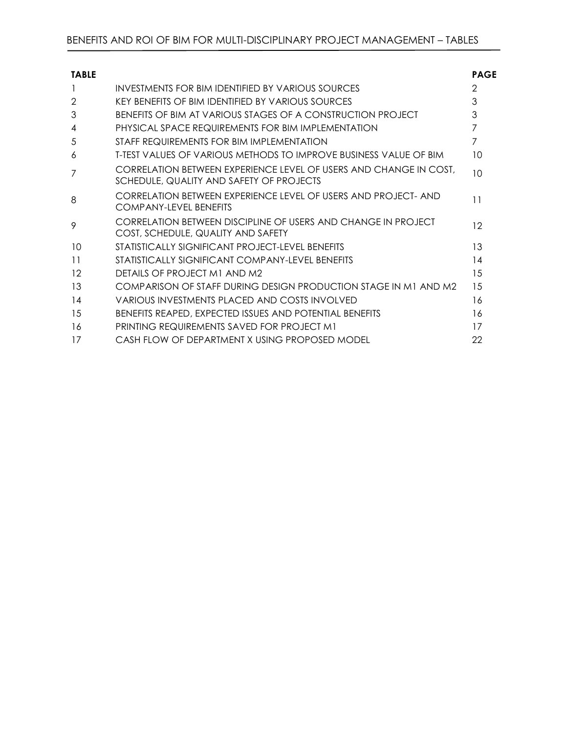# BENEFITS AND ROI OF BIM FOR MULTI-DISCIPLINARY PROJECT MANAGEMENT – TABLES

| TABLE | | PAGE |
|---|---|---|
| 1 | INVESTMENTS FOR BIM IDENTIFIED BY VARIOUS SOURCES | 2 |
| 2 | KEY BENEFITS OF BIM IDENTIFIED BY VARIOUS SOURCES | 3 |
| 3 | BENEFITS OF BIM AT VARIOUS STAGES OF A CONSTRUCTION PROJECT | 3 |
| 4 | PHYSICAL SPACE REQUIREMENTS FOR BIM IMPLEMENTATION | 7 |
| 5 | STAFF REQUIREMENTS FOR BIM IMPLEMENTATION | 7 |
| 6 | T-TEST VALUES OF VARIOUS METHODS TO IMPROVE BUSINESS VALUE OF BIM | 10 |
| 7 | CORRELATION BETWEEN EXPERIENCE LEVEL OF USERS AND CHANGE IN COST, SCHEDULE, QUALITY AND SAFETY OF PROJECTS | 10 |
| 8 | CORRELATION BETWEEN EXPERIENCE LEVEL OF USERS AND PROJECT- AND COMPANY-LEVEL BENEFITS | 11 |
| 9 | CORRELATION BETWEEN DISCIPLINE OF USERS AND CHANGE IN PROJECT COST, SCHEDULE, QUALITY AND SAFETY | 12 |
| 10 | STATISTICALLY SIGNIFICANT PROJECT-LEVEL BENEFITS | 13 |
| 11 | STATISTICALLY SIGNIFICANT COMPANY-LEVEL BENEFITS | 14 |
| 12 | DETAILS OF PROJECT M1 AND M2 | 15 |
| 13 | COMPARISON OF STAFF DURING DESIGN PRODUCTION STAGE IN M1 AND M2 | 15 |
| 14 | VARIOUS INVESTMENTS PLACED AND COSTS INVOLVED | 16 |
| 15 | BENEFITS REAPED, EXPECTED ISSUES AND POTENTIAL BENEFITS | 16 |
| 16 | PRINTING REQUIREMENTS SAVED FOR PROJECT M1 | 17 |
| 17 | CASH FLOW OF DEPARTMENT X USING PROPOSED MODEL | 22 |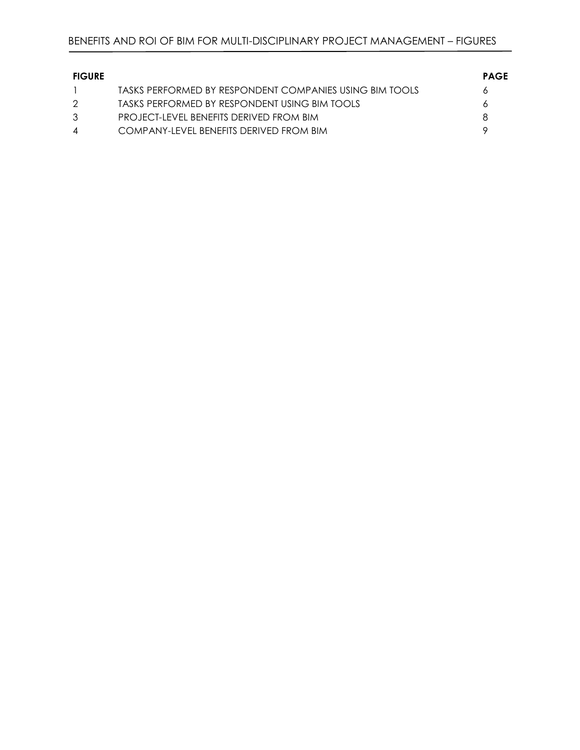# BENEFITS AND ROI OF BIM FOR MULTI-DISCIPLINARY PROJECT MANAGEMENT – FIGURES

| FIGURE | | PAGE |
|---|---|---|
| 1 | TASKS PERFORMED BY RESPONDENT COMPANIES USING BIM TOOLS | 6 |
| 2 | TASKS PERFORMED BY RESPONDENT USING BIM TOOLS | 6 |
| 3 | PROJECT-LEVEL BENEFITS DERIVED FROM BIM | 8 |
| 4 | COMPANY-LEVEL BENEFITS DERIVED FROM BIM | 9 |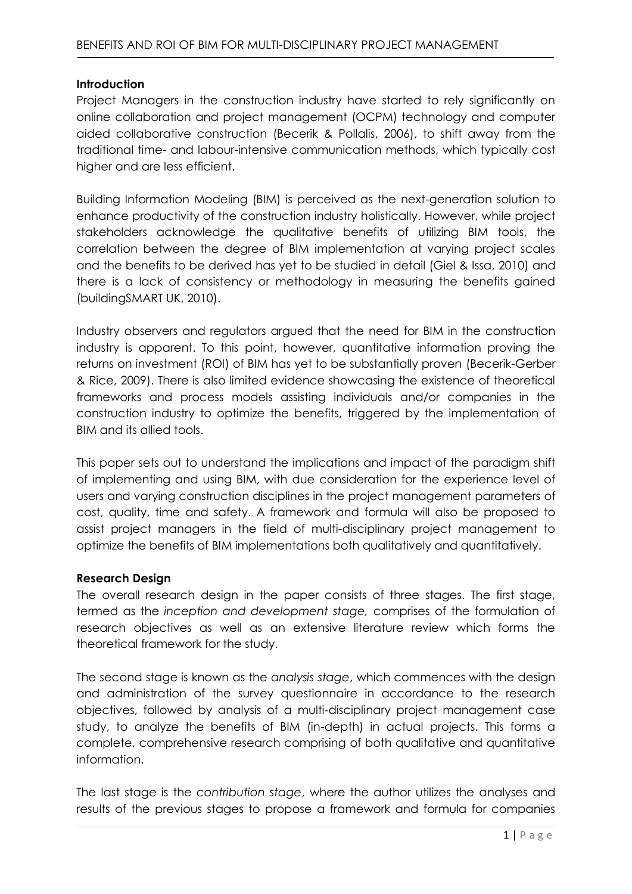## Introduction

Project Managers in the construction industry have started to rely significantly on online collaboration and project management (OCPM) technology and computer aided collaborative construction (Becerik & Pollalis, 2006), to shift away from the traditional time- and labour-intensive communication methods, which typically cost higher and are less efficient.

Building Information Modeling (BIM) is perceived as the next-generation solution to enhance productivity of the construction industry holistically. However, while project stakeholders acknowledge the qualitative benefits of utilizing BIM tools, the correlation between the degree of BIM implementation at varying project scales and the benefits to be derived has yet to be studied in detail (Giel & Issa, 2010) and there is a lack of consistency or methodology in measuring the benefits gained (buildingSMART UK, 2010).

Industry observers and regulators argued that the need for BIM in the construction industry is apparent. To this point, however, quantitative information proving the returns on investment (ROI) of BIM has yet to be substantially proven (Becerik-Gerber & Rice, 2009). There is also limited evidence showcasing the existence of theoretical frameworks and process models assisting individuals and/or companies in the construction industry to optimize the benefits, triggered by the implementation of BIM and its allied tools.

This paper sets out to understand the implications and impact of the paradigm shift of implementing and using BIM, with due consideration for the experience level of users and varying construction disciplines in the project management parameters of cost, quality, time and safety. A framework and formula will also be proposed to assist project managers in the field of multi-disciplinary project management to optimize the benefits of BIM implementations both qualitatively and quantitatively.

## Research Design

The overall research design in the paper consists of three stages. The first stage, termed as the *inception and development stage,* comprises of the formulation of research objectives as well as an extensive literature review which forms the theoretical framework for the study.

The second stage is known as the *analysis stage*, which commences with the design and administration of the survey questionnaire in accordance to the research objectives, followed by analysis of a multi-disciplinary project management case study, to analyze the benefits of BIM (in-depth) in actual projects. This forms a complete, comprehensive research comprising of both qualitative and quantitative information.

The last stage is the *contribution stage*, where the author utilizes the analyses and results of the previous stages to propose a framework and formula for companies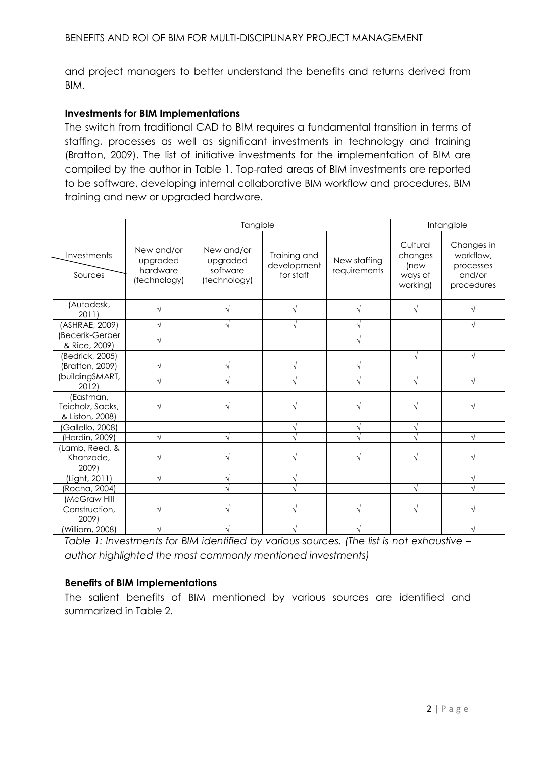and project managers to better understand the benefits and returns derived from BIM.

**Investments for BIM Implementations**

The switch from traditional CAD to BIM requires a fundamental transition in terms of staffing, processes as well as significant investments in technology and training (Bratton, 2009). The list of initiative investments for the implementation of BIM are compiled by the author in Table 1. Top-rated areas of BIM investments are reported to be software, developing internal collaborative BIM workflow and procedures, BIM training and new or upgraded hardware.

| Investments / Sources | Tangible | | | | Intangible | |
|---|---|---|---|---|---|---|
| | New and/or upgraded hardware (technology) | New and/or upgraded software (technology) | Training and development for staff | New staffing requirements | Cultural changes (new ways of working) | Changes in workflow, processes and/or procedures |
| (Autodesk, 2011) | √ | √ | √ | √ | √ | √ |
| (ASHRAE, 2009) | √ | √ | √ | √ | | √ |
| (Becerik-Gerber & Rice, 2009) | √ | | | √ | | |
| (Bedrick, 2005) | | | | | √ | √ |
| (Bratton, 2009) | √ | √ | √ | √ | | |
| (buildingSMART, 2012) | √ | √ | √ | √ | √ | √ |
| (Eastman, Teicholz, Sacks, & Liston, 2008) | √ | √ | √ | √ | √ | √ |
| (Gallello, 2008) | | | √ | √ | √ | |
| (Hardin, 2009) | √ | √ | √ | √ | √ | √ |
| (Lamb, Reed, & Khanzode, 2009) | √ | √ | √ | √ | √ | √ |
| (Light, 2011) | √ | √ | √ | | | √ |
| (Rocha, 2004) | | √ | √ | | √ | √ |
| (McGraw Hill Construction, 2009) | √ | √ | √ | √ | √ | √ |
| (William, 2008) | √ | √ | √ | √ | | √ |

*Table 1: Investments for BIM identified by various sources. (The list is not exhaustive – author highlighted the most commonly mentioned investments)*

**Benefits of BIM Implementations**

The salient benefits of BIM mentioned by various sources are identified and summarized in Table 2.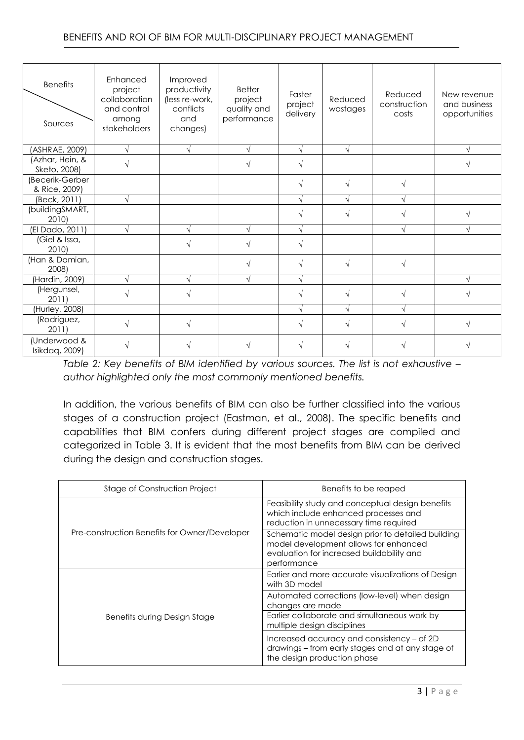| Benefits / Sources | Enhanced project collaboration and control among stakeholders | Improved productivity (less re-work, conflicts and changes) | Better project quality and performance | Faster project delivery | Reduced wastages | Reduced construction costs | New revenue and business opportunities |
|---|---|---|---|---|---|---|---|
| (ASHRAE, 2009) | √ | √ | √ | √ | √ | | √ |
| (Azhar, Hein, & Sketo, 2008) | √ | | √ | √ | | | √ |
| (Becerik-Gerber & Rice, 2009) | | | | √ | √ | √ | |
| (Beck, 2011) | √ | | | √ | √ | √ | |
| (buildingSMART, 2010) | | | | √ | √ | √ | √ |
| (El Dado, 2011) | √ | √ | √ | √ | | √ | √ |
| (Giel & Issa, 2010) | | √ | √ | √ | | | |
| (Han & Damian, 2008) | | | √ | √ | √ | √ | |
| (Hardin, 2009) | √ | √ | √ | √ | | | √ |
| (Hergunsel, 2011) | √ | √ | | √ | √ | √ | √ |
| (Hurley, 2008) | | | | √ | √ | √ | |
| (Rodriguez, 2011) | √ | √ | | √ | √ | √ | √ |
| (Underwood & Isikdag, 2009) | √ | √ | √ | √ | √ | √ | √ |

*Table 2: Key benefits of BIM identified by various sources. The list is not exhaustive – author highlighted only the most commonly mentioned benefits.*

In addition, the various benefits of BIM can also be further classified into the various stages of a construction project (Eastman, et al., 2008). The specific benefits and capabilities that BIM confers during different project stages are compiled and categorized in Table 3. It is evident that the most benefits from BIM can be derived during the design and construction stages.

| Stage of Construction Project | Benefits to be reaped |
|---|---|
| Pre-construction Benefits for Owner/Developer | Feasibility study and conceptual design benefits which include enhanced processes and reduction in unnecessary time required |
| | Schematic model design prior to detailed building model development allows for enhanced evaluation for increased buildability and performance |
| Benefits during Design Stage | Earlier and more accurate visualizations of Design with 3D model |
| | Automated corrections (low-level) when design changes are made |
| | Earlier collaborate and simultaneous work by multiple design disciplines |
| | Increased accuracy and consistency – of 2D drawings – from early stages and at any stage of the design production phase |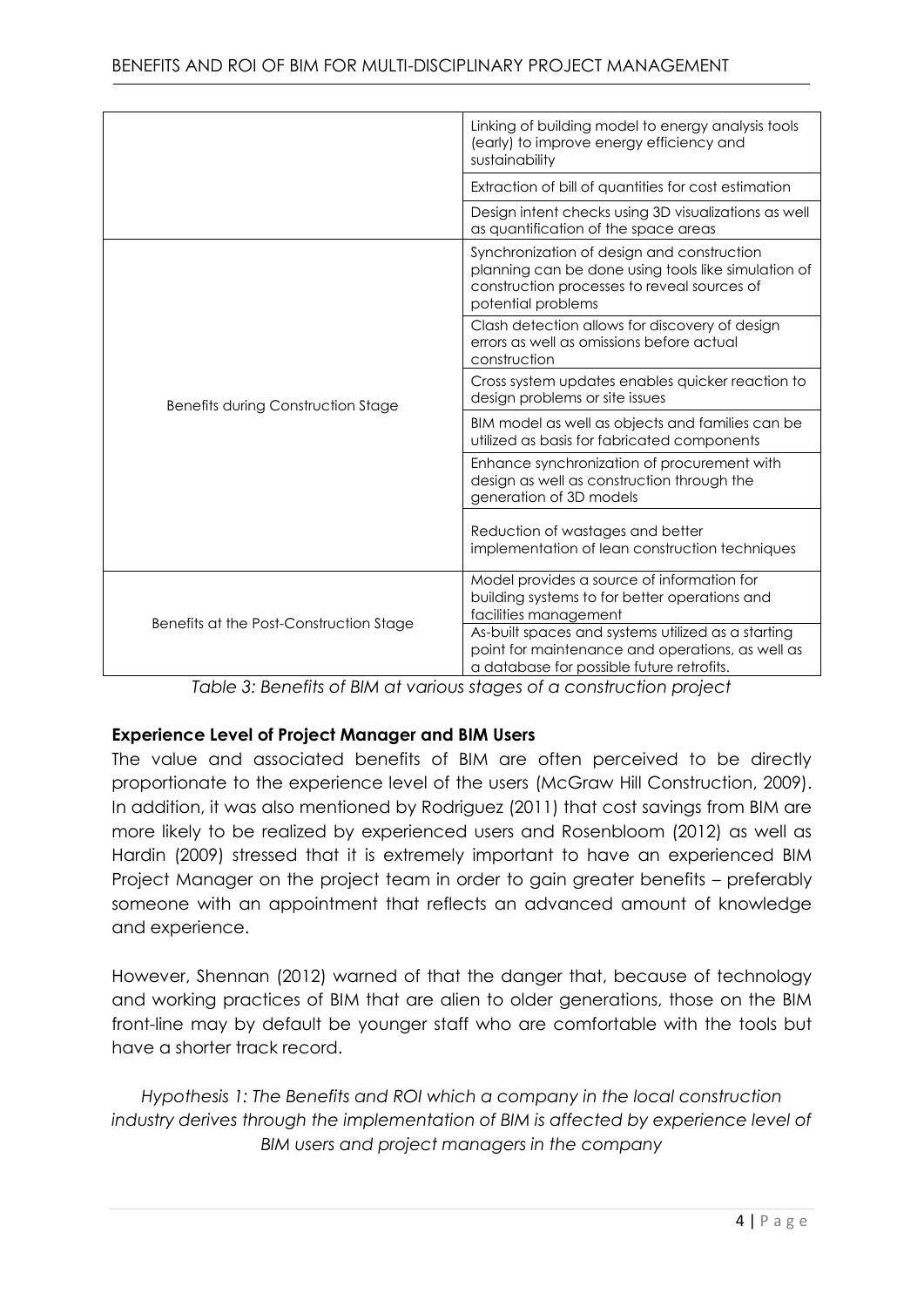| | |
|---|---|
| | Linking of building model to energy analysis tools (early) to improve energy efficiency and sustainability |
| | Extraction of bill of quantities for cost estimation |
| | Design intent checks using 3D visualizations as well as quantification of the space areas |
| Benefits during Construction Stage | Synchronization of design and construction planning can be done using tools like simulation of construction processes to reveal sources of potential problems |
| | Clash detection allows for discovery of design errors as well as omissions before actual construction |
| | Cross system updates enables quicker reaction to design problems or site issues |
| | BIM model as well as objects and families can be utilized as basis for fabricated components |
| | Enhance synchronization of procurement with design as well as construction through the generation of 3D models |
| | Reduction of wastages and better implementation of lean construction techniques |
| Benefits at the Post-Construction Stage | Model provides a source of information for building systems to for better operations and facilities management |
| | As-built spaces and systems utilized as a starting point for maintenance and operations, as well as a database for possible future retrofits. |

*Table 3: Benefits of BIM at various stages of a construction project*

**Experience Level of Project Manager and BIM Users**

The value and associated benefits of BIM are often perceived to be directly proportionate to the experience level of the users (McGraw Hill Construction, 2009). In addition, it was also mentioned by Rodriguez (2011) that cost savings from BIM are more likely to be realized by experienced users and Rosenbloom (2012) as well as Hardin (2009) stressed that it is extremely important to have an experienced BIM Project Manager on the project team in order to gain greater benefits – preferably someone with an appointment that reflects an advanced amount of knowledge and experience.

However, Shennan (2012) warned of that the danger that, because of technology and working practices of BIM that are alien to older generations, those on the BIM front-line may by default be younger staff who are comfortable with the tools but have a shorter track record.

*Hypothesis 1: The Benefits and ROI which a company in the local construction industry derives through the implementation of BIM is affected by experience level of BIM users and project managers in the company*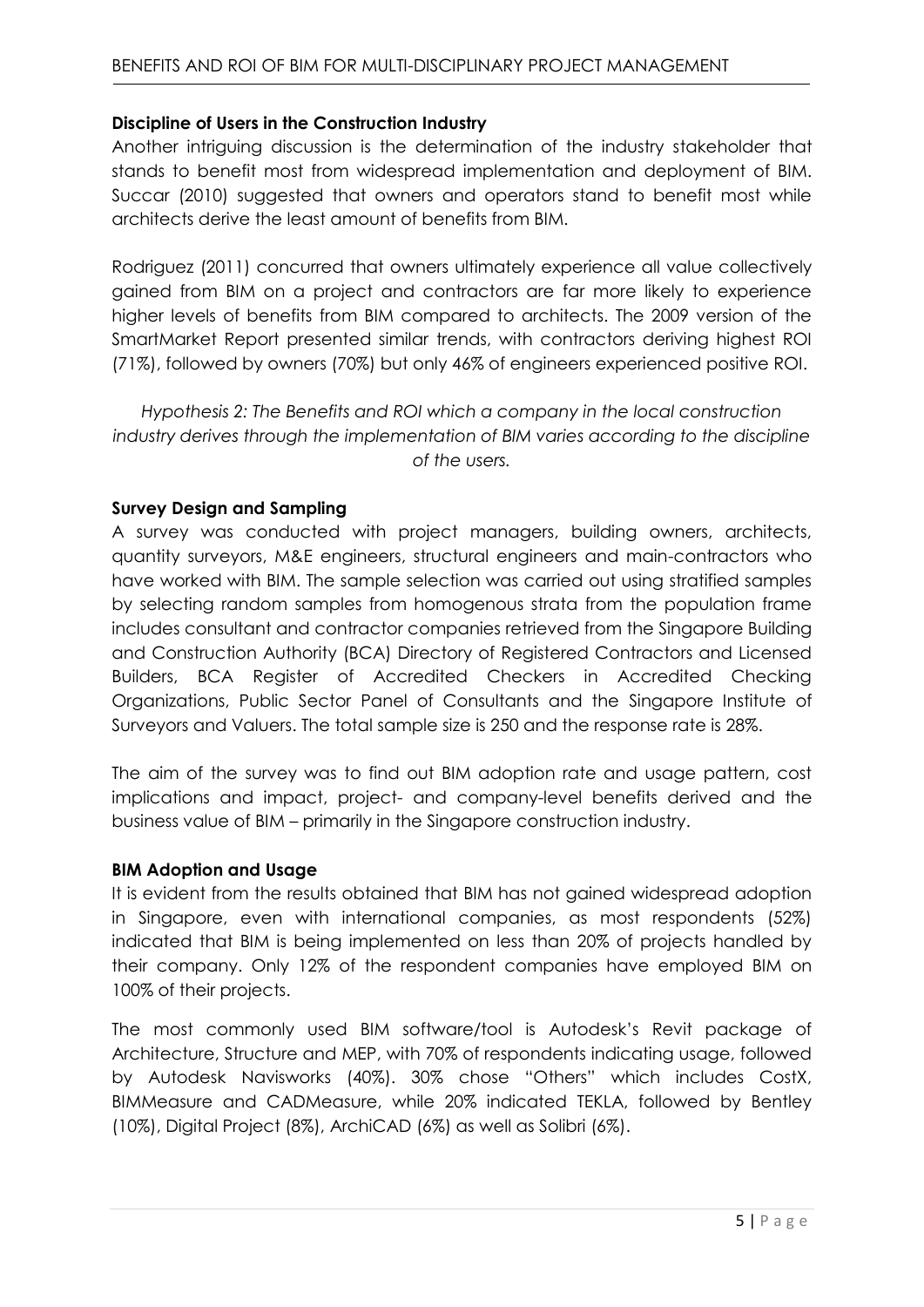**Discipline of Users in the Construction Industry**

Another intriguing discussion is the determination of the industry stakeholder that stands to benefit most from widespread implementation and deployment of BIM. Succar (2010) suggested that owners and operators stand to benefit most while architects derive the least amount of benefits from BIM.

Rodriguez (2011) concurred that owners ultimately experience all value collectively gained from BIM on a project and contractors are far more likely to experience higher levels of benefits from BIM compared to architects. The 2009 version of the SmartMarket Report presented similar trends, with contractors deriving highest ROI (71%), followed by owners (70%) but only 46% of engineers experienced positive ROI.

*Hypothesis 2: The Benefits and ROI which a company in the local construction industry derives through the implementation of BIM varies according to the discipline of the users.*

**Survey Design and Sampling**

A survey was conducted with project managers, building owners, architects, quantity surveyors, M&E engineers, structural engineers and main-contractors who have worked with BIM. The sample selection was carried out using stratified samples by selecting random samples from homogenous strata from the population frame includes consultant and contractor companies retrieved from the Singapore Building and Construction Authority (BCA) Directory of Registered Contractors and Licensed Builders, BCA Register of Accredited Checkers in Accredited Checking Organizations, Public Sector Panel of Consultants and the Singapore Institute of Surveyors and Valuers. The total sample size is 250 and the response rate is 28%.

The aim of the survey was to find out BIM adoption rate and usage pattern, cost implications and impact, project- and company-level benefits derived and the business value of BIM – primarily in the Singapore construction industry.

**BIM Adoption and Usage**

It is evident from the results obtained that BIM has not gained widespread adoption in Singapore, even with international companies, as most respondents (52%) indicated that BIM is being implemented on less than 20% of projects handled by their company. Only 12% of the respondent companies have employed BIM on 100% of their projects.

The most commonly used BIM software/tool is Autodesk's Revit package of Architecture, Structure and MEP, with 70% of respondents indicating usage, followed by Autodesk Navisworks (40%). 30% chose "Others" which includes CostX, BIMMeasure and CADMeasure, while 20% indicated TEKLA, followed by Bentley (10%), Digital Project (8%), ArchiCAD (6%) as well as Solibri (6%).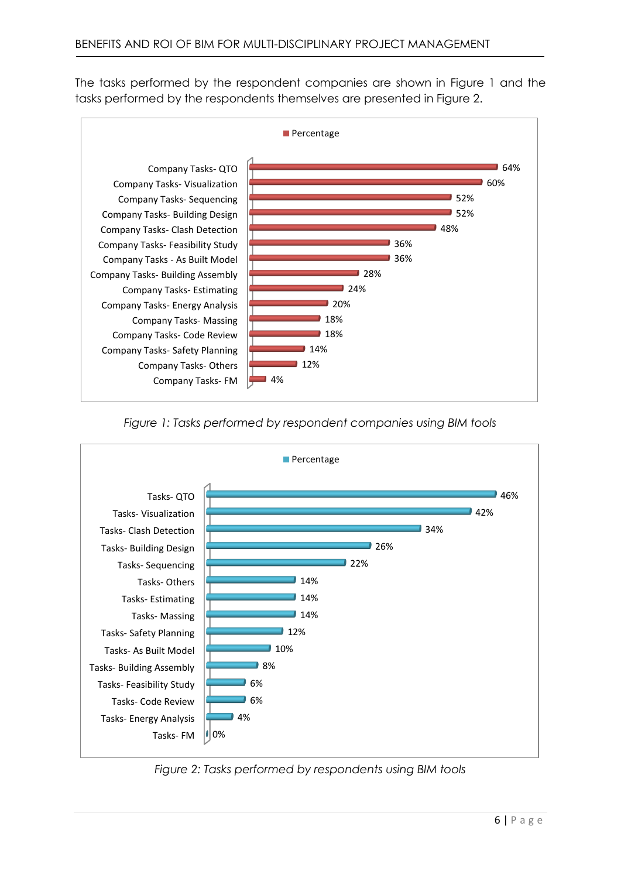The tasks performed by the respondent companies are shown in Figure 1 and the tasks performed by the respondents themselves are presented in Figure 2.

| Task | Percentage |
|---|---|
| Company Tasks- QTO | 64% |
| Company Tasks- Visualization | 60% |
| Company Tasks- Sequencing | 52% |
| Company Tasks- Building Design | 52% |
| Company Tasks- Clash Detection | 48% |
| Company Tasks- Feasibility Study | 36% |
| Company Tasks - As Built Model | 36% |
| Company Tasks- Building Assembly | 28% |
| Company Tasks- Estimating | 24% |
| Company Tasks- Energy Analysis | 20% |
| Company Tasks- Massing | 18% |
| Company Tasks- Code Review | 18% |
| Company Tasks- Safety Planning | 14% |
| Company Tasks- Others | 12% |
| Company Tasks- FM | 4% |

*Figure 1: Tasks performed by respondent companies using BIM tools*

| Task | Percentage |
|---|---|
| Tasks- QTO | 46% |
| Tasks- Visualization | 42% |
| Tasks- Clash Detection | 34% |
| Tasks- Building Design | 26% |
| Tasks- Sequencing | 22% |
| Tasks- Others | 14% |
| Tasks- Estimating | 14% |
| Tasks- Massing | 14% |
| Tasks- Safety Planning | 12% |
| Tasks- As Built Model | 10% |
| Tasks- Building Assembly | 8% |
| Tasks- Feasibility Study | 6% |
| Tasks- Code Review | 6% |
| Tasks- Energy Analysis | 4% |
| Tasks- FM | 0% |

*Figure 2: Tasks performed by respondents using BIM tools*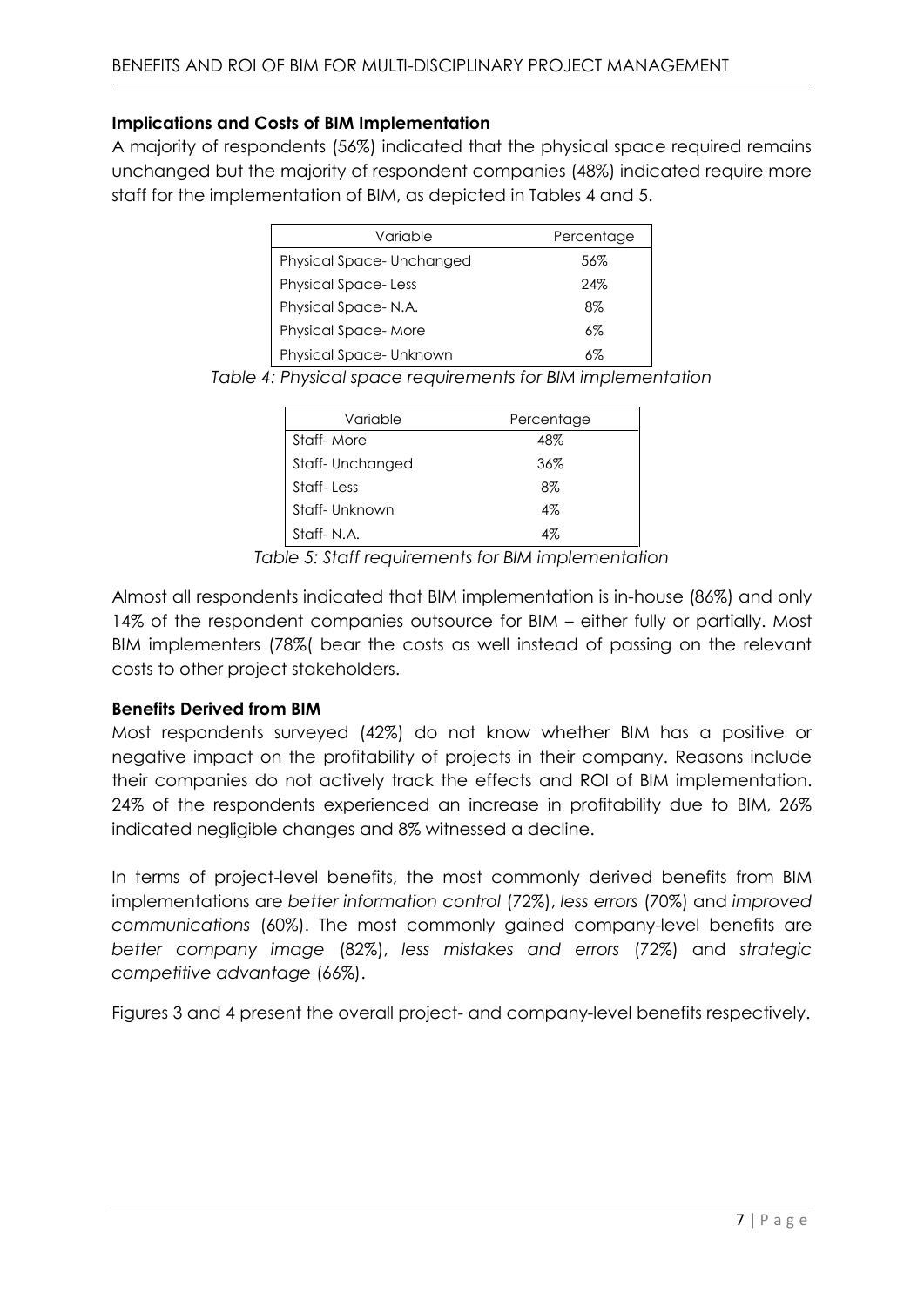**Implications and Costs of BIM Implementation**

A majority of respondents (56%) indicated that the physical space required remains unchanged but the majority of respondent companies (48%) indicated require more staff for the implementation of BIM, as depicted in Tables 4 and 5.

| Variable | Percentage |
|---|---|
| Physical Space- Unchanged | 56% |
| Physical Space- Less | 24% |
| Physical Space- N.A. | 8% |
| Physical Space- More | 6% |
| Physical Space- Unknown | 6% |

*Table 4: Physical space requirements for BIM implementation*

| Variable | Percentage |
|---|---|
| Staff- More | 48% |
| Staff- Unchanged | 36% |
| Staff- Less | 8% |
| Staff- Unknown | 4% |
| Staff- N.A. | 4% |

*Table 5: Staff requirements for BIM implementation*

Almost all respondents indicated that BIM implementation is in-house (86%) and only 14% of the respondent companies outsource for BIM – either fully or partially. Most BIM implementers (78%( bear the costs as well instead of passing on the relevant costs to other project stakeholders.

**Benefits Derived from BIM**

Most respondents surveyed (42%) do not know whether BIM has a positive or negative impact on the profitability of projects in their company. Reasons include their companies do not actively track the effects and ROI of BIM implementation. 24% of the respondents experienced an increase in profitability due to BIM, 26% indicated negligible changes and 8% witnessed a decline.

In terms of project-level benefits, the most commonly derived benefits from BIM implementations are *better information control* (72%), *less errors* (70%) and *improved communications* (60%). The most commonly gained company-level benefits are *better company image* (82%), *less mistakes and errors* (72%) and *strategic competitive advantage* (66%).

Figures 3 and 4 present the overall project- and company-level benefits respectively.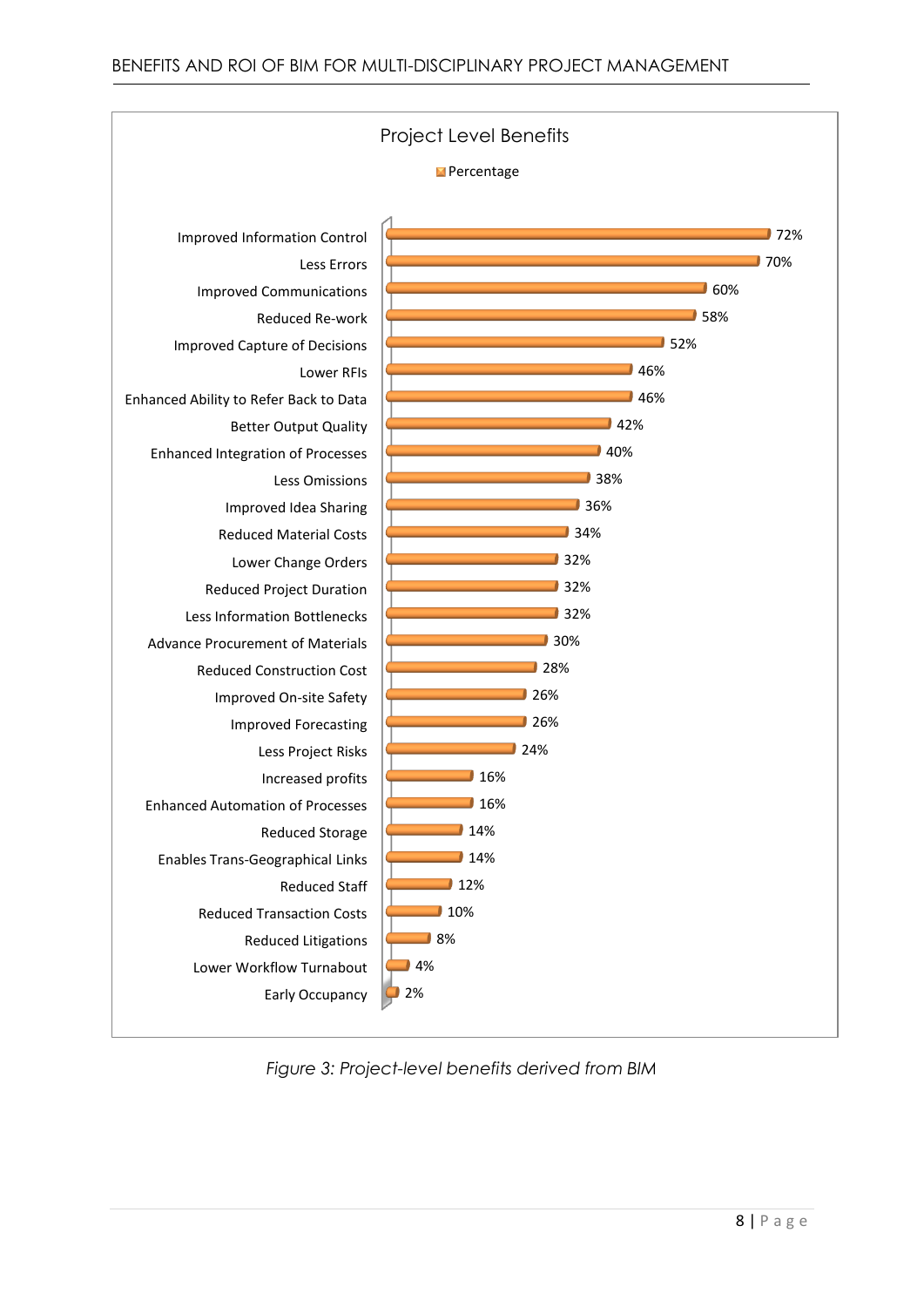**Project Level Benefits**

| Benefit | Percentage |
| --- | --- |
| Improved Information Control | 72% |
| Less Errors | 70% |
| Improved Communications | 60% |
| Reduced Re-work | 58% |
| Improved Capture of Decisions | 52% |
| Lower RFIs | 46% |
| Enhanced Ability to Refer Back to Data | 46% |
| Better Output Quality | 42% |
| Enhanced Integration of Processes | 40% |
| Less Omissions | 38% |
| Improved Idea Sharing | 36% |
| Reduced Material Costs | 34% |
| Lower Change Orders | 32% |
| Reduced Project Duration | 32% |
| Less Information Bottlenecks | 32% |
| Advance Procurement of Materials | 30% |
| Reduced Construction Cost | 28% |
| Improved On-site Safety | 26% |
| Improved Forecasting | 26% |
| Less Project Risks | 24% |
| Increased profits | 16% |
| Enhanced Automation of Processes | 16% |
| Reduced Storage | 14% |
| Enables Trans-Geographical Links | 14% |
| Reduced Staff | 12% |
| Reduced Transaction Costs | 10% |
| Reduced Litigations | 8% |
| Lower Workflow Turnabout | 4% |
| Early Occupancy | 2% |

*Figure 3: Project-level benefits derived from BIM*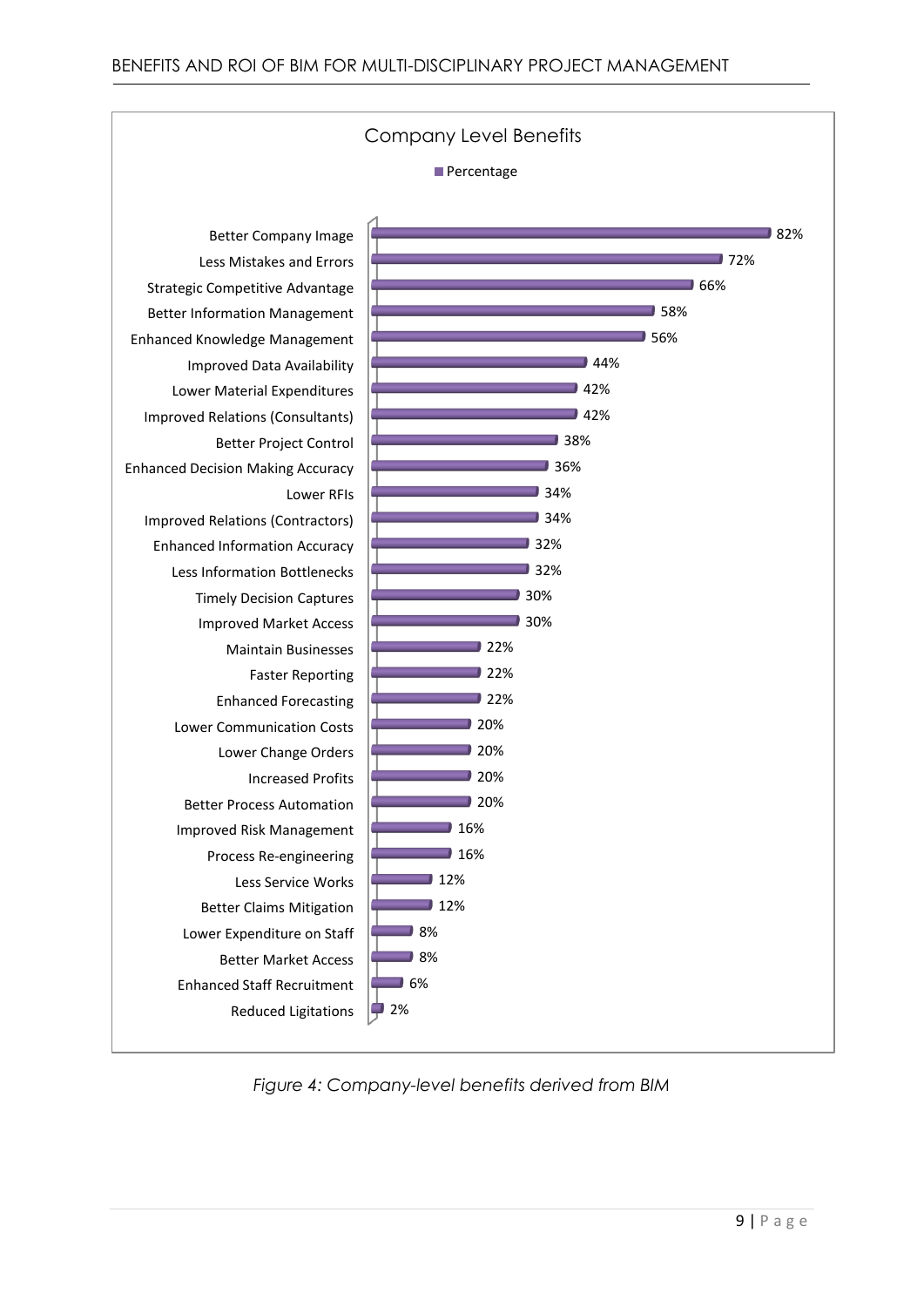**Company Level Benefits**

| Benefit | Percentage |
|---|---|
| Better Company Image | 82% |
| Less Mistakes and Errors | 72% |
| Strategic Competitive Advantage | 66% |
| Better Information Management | 58% |
| Enhanced Knowledge Management | 56% |
| Improved Data Availability | 44% |
| Lower Material Expenditures | 42% |
| Improved Relations (Consultants) | 42% |
| Better Project Control | 38% |
| Enhanced Decision Making Accuracy | 36% |
| Lower RFIs | 34% |
| Improved Relations (Contractors) | 34% |
| Enhanced Information Accuracy | 32% |
| Less Information Bottlenecks | 32% |
| Timely Decision Captures | 30% |
| Improved Market Access | 30% |
| Maintain Businesses | 22% |
| Faster Reporting | 22% |
| Enhanced Forecasting | 22% |
| Lower Communication Costs | 20% |
| Lower Change Orders | 20% |
| Increased Profits | 20% |
| Better Process Automation | 20% |
| Improved Risk Management | 16% |
| Process Re-engineering | 16% |
| Less Service Works | 12% |
| Better Claims Mitigation | 12% |
| Lower Expenditure on Staff | 8% |
| Better Market Access | 8% |
| Enhanced Staff Recruitment | 6% |
| Reduced Ligitations | 2% |

*Figure 4: Company-level benefits derived from BIM*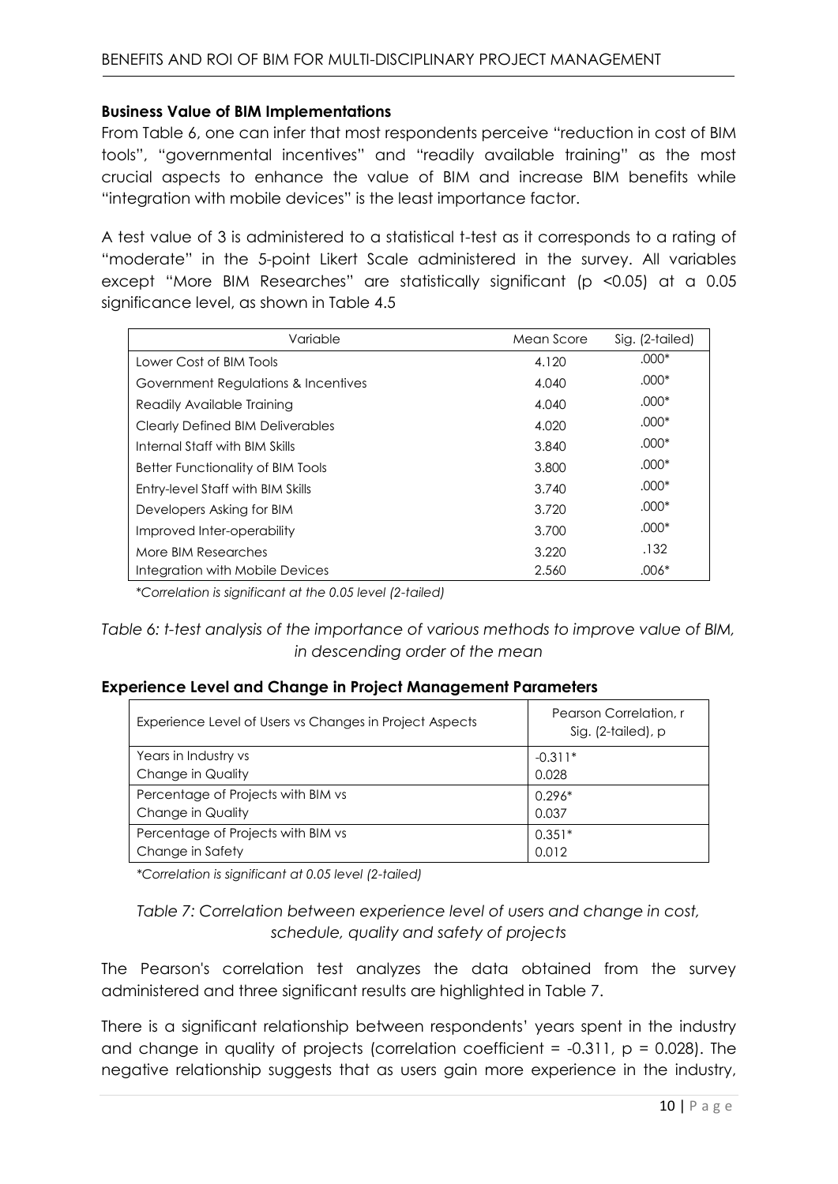**Business Value of BIM Implementations**

From Table 6, one can infer that most respondents perceive "reduction in cost of BIM tools", "governmental incentives" and "readily available training" as the most crucial aspects to enhance the value of BIM and increase BIM benefits while "integration with mobile devices" is the least importance factor.

A test value of 3 is administered to a statistical t-test as it corresponds to a rating of "moderate" in the 5-point Likert Scale administered in the survey. All variables except "More BIM Researches" are statistically significant ($p < 0.05$) at a 0.05 significance level, as shown in Table 4.5

| Variable | Mean Score | Sig. (2-tailed) |
|---|---|---|
| Lower Cost of BIM Tools | 4.120 | .000* |
| Government Regulations & Incentives | 4.040 | .000* |
| Readily Available Training | 4.040 | .000* |
| Clearly Defined BIM Deliverables | 4.020 | .000* |
| Internal Staff with BIM Skills | 3.840 | .000* |
| Better Functionality of BIM Tools | 3.800 | .000* |
| Entry-level Staff with BIM Skills | 3.740 | .000* |
| Developers Asking for BIM | 3.720 | .000* |
| Improved Inter-operability | 3.700 | .000* |
| More BIM Researches | 3.220 | .132 |
| Integration with Mobile Devices | 2.560 | .006* |

*\*Correlation is significant at the 0.05 level (2-tailed)*

*Table 6: t-test analysis of the importance of various methods to improve value of BIM, in descending order of the mean*

**Experience Level and Change in Project Management Parameters**

| Experience Level of Users vs Changes in Project Aspects | Pearson Correlation, r Sig. (2-tailed), p |
|---|---|
| Years in Industry vs Change in Quality | -0.311* 0.028 |
| Percentage of Projects with BIM vs Change in Quality | 0.296* 0.037 |
| Percentage of Projects with BIM vs Change in Safety | 0.351* 0.012 |

*\*Correlation is significant at 0.05 level (2-tailed)*

*Table 7: Correlation between experience level of users and change in cost, schedule, quality and safety of projects*

The Pearson's correlation test analyzes the data obtained from the survey administered and three significant results are highlighted in Table 7.

There is a significant relationship between respondents' years spent in the industry and change in quality of projects (correlation coefficient = -0.311, $p = 0.028$). The negative relationship suggests that as users gain more experience in the industry,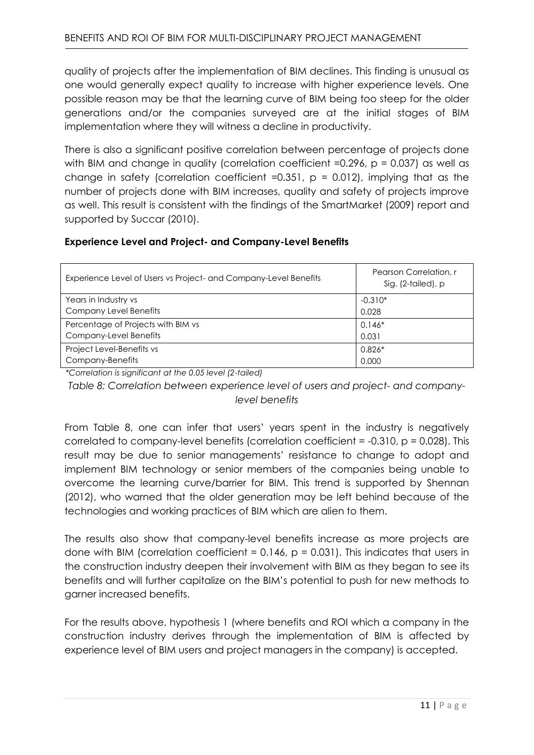quality of projects after the implementation of BIM declines. This finding is unusual as one would generally expect quality to increase with higher experience levels. One possible reason may be that the learning curve of BIM being too steep for the older generations and/or the companies surveyed are at the initial stages of BIM implementation where they will witness a decline in productivity.

There is also a significant positive correlation between percentage of projects done with BIM and change in quality (correlation coefficient =0.296, $p = 0.037$) as well as change in safety (correlation coefficient =0.351, $p = 0.012$), implying that as the number of projects done with BIM increases, quality and safety of projects improve as well. This result is consistent with the findings of the SmartMarket (2009) report and supported by Succar (2010).

**Experience Level and Project- and Company-Level Benefits**

| Experience Level of Users vs Project- and Company-Level Benefits | Pearson Correlation, r<br>Sig. (2-tailed), p |
|---|---|
| Years in Industry vs<br>Company Level Benefits | -0.310*<br>0.028 |
| Percentage of Projects with BIM vs<br>Company-Level Benefits | 0.146*<br>0.031 |
| Project Level-Benefits vs<br>Company-Benefits | 0.826*<br>0.000 |

*\*Correlation is significant at the 0.05 level (2-tailed)*

*Table 8: Correlation between experience level of users and project- and company-level benefits*

From Table 8, one can infer that users' years spent in the industry is negatively correlated to company-level benefits (correlation coefficient = -0.310, $p = 0.028$). This result may be due to senior managements' resistance to change to adopt and implement BIM technology or senior members of the companies being unable to overcome the learning curve/barrier for BIM. This trend is supported by Shennan (2012), who warned that the older generation may be left behind because of the technologies and working practices of BIM which are alien to them.

The results also show that company-level benefits increase as more projects are done with BIM (correlation coefficient = 0.146, $p = 0.031$). This indicates that users in the construction industry deepen their involvement with BIM as they began to see its benefits and will further capitalize on the BIM's potential to push for new methods to garner increased benefits.

For the results above, hypothesis 1 (where benefits and ROI which a company in the construction industry derives through the implementation of BIM is affected by experience level of BIM users and project managers in the company) is accepted.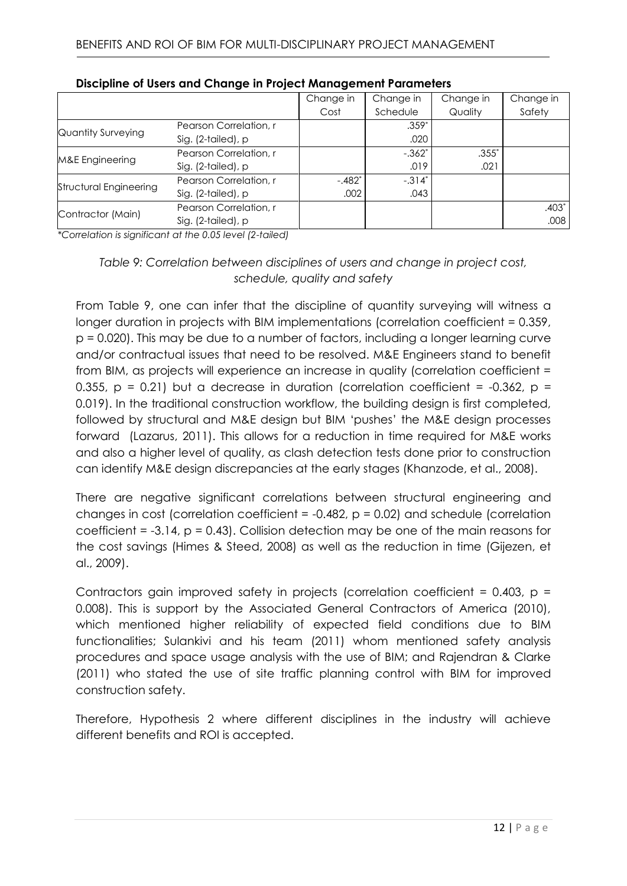**Discipline of Users and Change in Project Management Parameters**

| | | Change in Cost | Change in Schedule | Change in Quality | Change in Safety |
|---|---|---|---|---|---|
| Quantity Surveying | Pearson Correlation, r | | .359* | | |
| | Sig. (2-tailed), p | | .020 | | |
| M&E Engineering | Pearson Correlation, r | | -.362* | .355* | |
| | Sig. (2-tailed), p | | .019 | .021 | |
| Structural Engineering | Pearson Correlation, r | -.482* | -.314* | | |
| | Sig. (2-tailed), p | .002 | .043 | | |
| Contractor (Main) | Pearson Correlation, r | | | | .403* |
| | Sig. (2-tailed), p | | | | .008 |

*\*Correlation is significant at the 0.05 level (2-tailed)*

*Table 9: Correlation between disciplines of users and change in project cost, schedule, quality and safety*

From Table 9, one can infer that the discipline of quantity surveying will witness a longer duration in projects with BIM implementations (correlation coefficient = 0.359, p = 0.020). This may be due to a number of factors, including a longer learning curve and/or contractual issues that need to be resolved. M&E Engineers stand to benefit from BIM, as projects will experience an increase in quality (correlation coefficient = 0.355, p = 0.21) but a decrease in duration (correlation coefficient = -0.362, p = 0.019). In the traditional construction workflow, the building design is first completed, followed by structural and M&E design but BIM 'pushes' the M&E design processes forward (Lazarus, 2011). This allows for a reduction in time required for M&E works and also a higher level of quality, as clash detection tests done prior to construction can identify M&E design discrepancies at the early stages (Khanzode, et al., 2008).

There are negative significant correlations between structural engineering and changes in cost (correlation coefficient = -0.482, p = 0.02) and schedule (correlation coefficient = -3.14, p = 0.43). Collision detection may be one of the main reasons for the cost savings (Himes & Steed, 2008) as well as the reduction in time (Gijezen, et al., 2009).

Contractors gain improved safety in projects (correlation coefficient = 0.403, p = 0.008). This is support by the Associated General Contractors of America (2010), which mentioned higher reliability of expected field conditions due to BIM functionalities; Sulankivi and his team (2011) whom mentioned safety analysis procedures and space usage analysis with the use of BIM; and Rajendran & Clarke (2011) who stated the use of site traffic planning control with BIM for improved construction safety.

Therefore, Hypothesis 2 where different disciplines in the industry will achieve different benefits and ROI is accepted.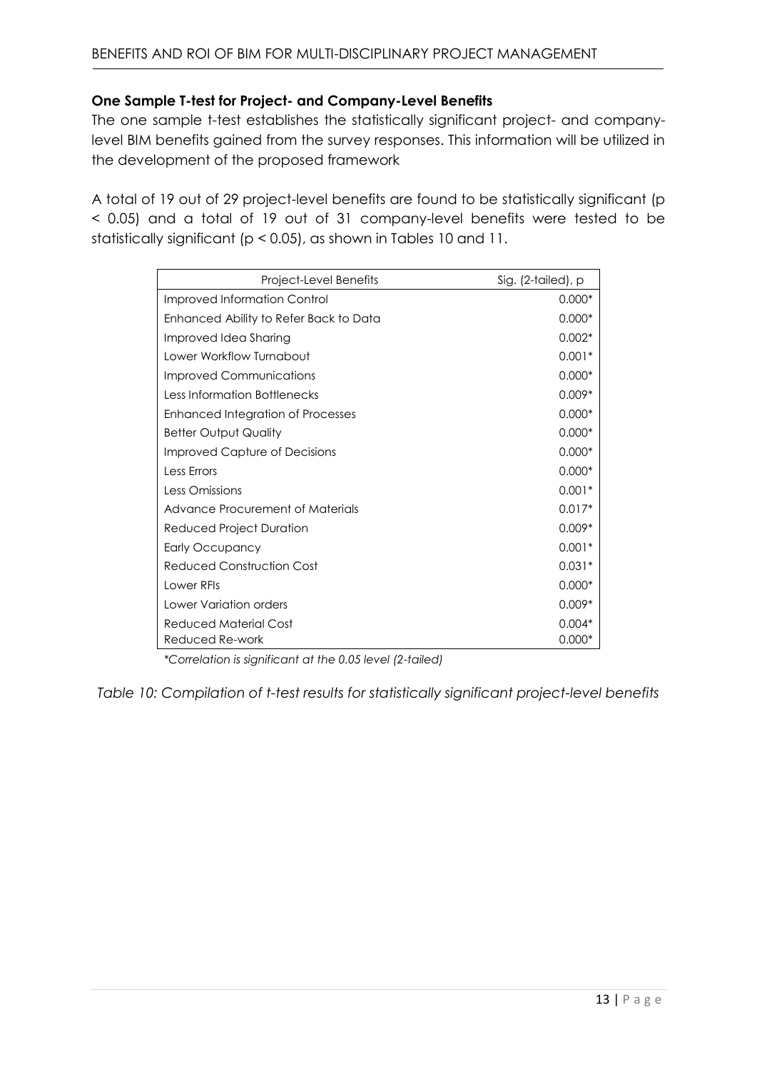**One Sample T-test for Project- and Company-Level Benefits**

The one sample t-test establishes the statistically significant project- and company-level BIM benefits gained from the survey responses. This information will be utilized in the development of the proposed framework

A total of 19 out of 29 project-level benefits are found to be statistically significant ($p < 0.05$) and a total of 19 out of 31 company-level benefits were tested to be statistically significant ($p < 0.05$), as shown in Tables 10 and 11.

| Project-Level Benefits | Sig. (2-tailed), p |
|---|---|
| Improved Information Control | 0.000* |
| Enhanced Ability to Refer Back to Data | 0.000* |
| Improved Idea Sharing | 0.002* |
| Lower Workflow Turnabout | 0.001* |
| Improved Communications | 0.000* |
| Less Information Bottlenecks | 0.009* |
| Enhanced Integration of Processes | 0.000* |
| Better Output Quality | 0.000* |
| Improved Capture of Decisions | 0.000* |
| Less Errors | 0.000* |
| Less Omissions | 0.001* |
| Advance Procurement of Materials | 0.017* |
| Reduced Project Duration | 0.009* |
| Early Occupancy | 0.001* |
| Reduced Construction Cost | 0.031* |
| Lower RFIs | 0.000* |
| Lower Variation orders | 0.009* |
| Reduced Material Cost | 0.004* |
| Reduced Re-work | 0.000* |

*\*Correlation is significant at the 0.05 level (2-tailed)*

*Table 10: Compilation of t-test results for statistically significant project-level benefits*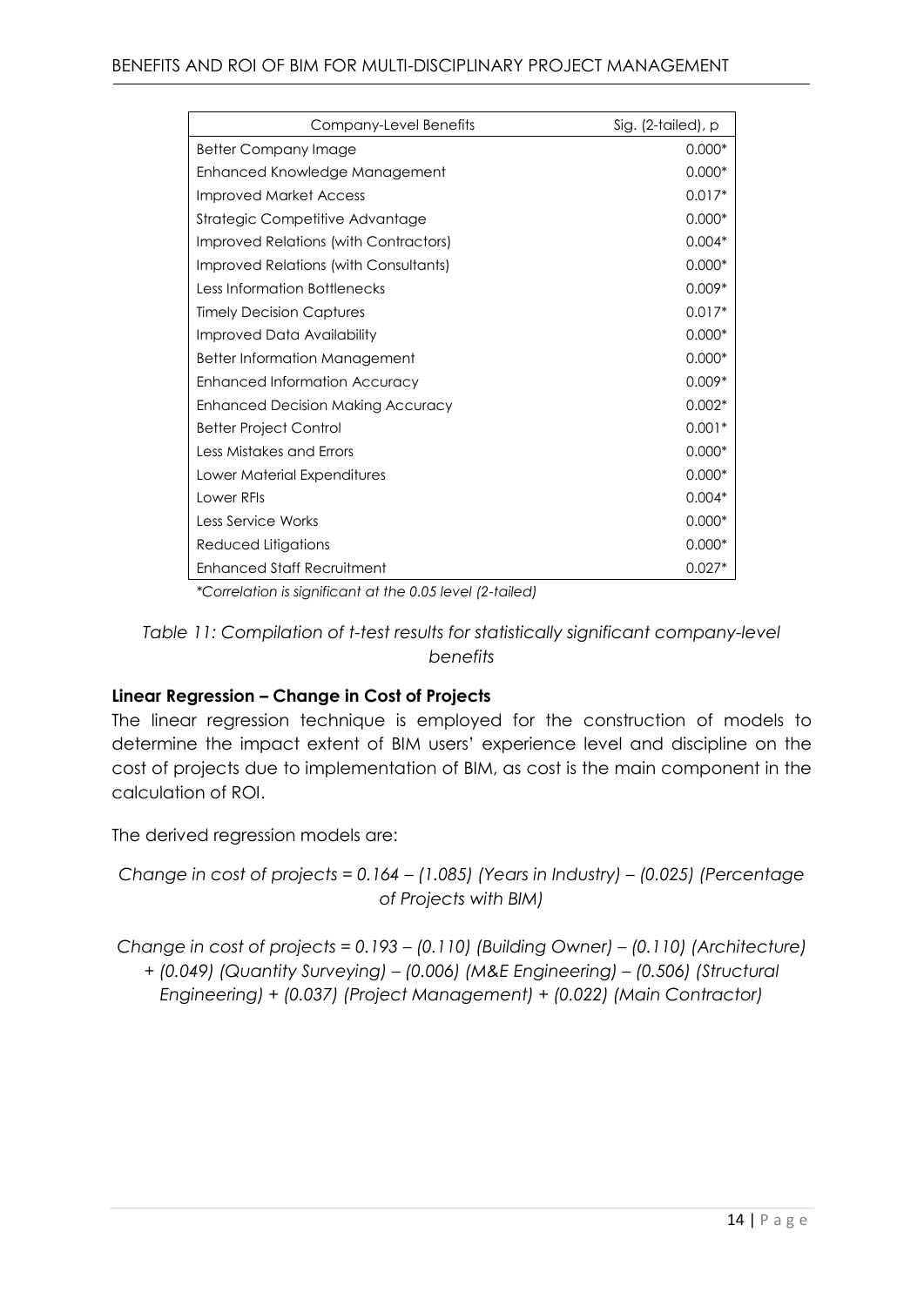| Company-Level Benefits | Sig. (2-tailed), p |
|---|---|
| Better Company Image | 0.000* |
| Enhanced Knowledge Management | 0.000* |
| Improved Market Access | 0.017* |
| Strategic Competitive Advantage | 0.000* |
| Improved Relations (with Contractors) | 0.004* |
| Improved Relations (with Consultants) | 0.000* |
| Less Information Bottlenecks | 0.009* |
| Timely Decision Captures | 0.017* |
| Improved Data Availability | 0.000* |
| Better Information Management | 0.000* |
| Enhanced Information Accuracy | 0.009* |
| Enhanced Decision Making Accuracy | 0.002* |
| Better Project Control | 0.001* |
| Less Mistakes and Errors | 0.000* |
| Lower Material Expenditures | 0.000* |
| Lower RFIs | 0.004* |
| Less Service Works | 0.000* |
| Reduced Litigations | 0.000* |
| Enhanced Staff Recruitment | 0.027* |

*\*Correlation is significant at the 0.05 level (2-tailed)*

*Table 11: Compilation of t-test results for statistically significant company-level benefits*

**Linear Regression – Change in Cost of Projects**

The linear regression technique is employed for the construction of models to determine the impact extent of BIM users' experience level and discipline on the cost of projects due to implementation of BIM, as cost is the main component in the calculation of ROI.

The derived regression models are:

*Change in cost of projects = 0.164 – (1.085) (Years in Industry) – (0.025) (Percentage of Projects with BIM)*

*Change in cost of projects = 0.193 – (0.110) (Building Owner) – (0.110) (Architecture) + (0.049) (Quantity Surveying) – (0.006) (M&E Engineering) – (0.506) (Structural Engineering) + (0.037) (Project Management) + (0.022) (Main Contractor)*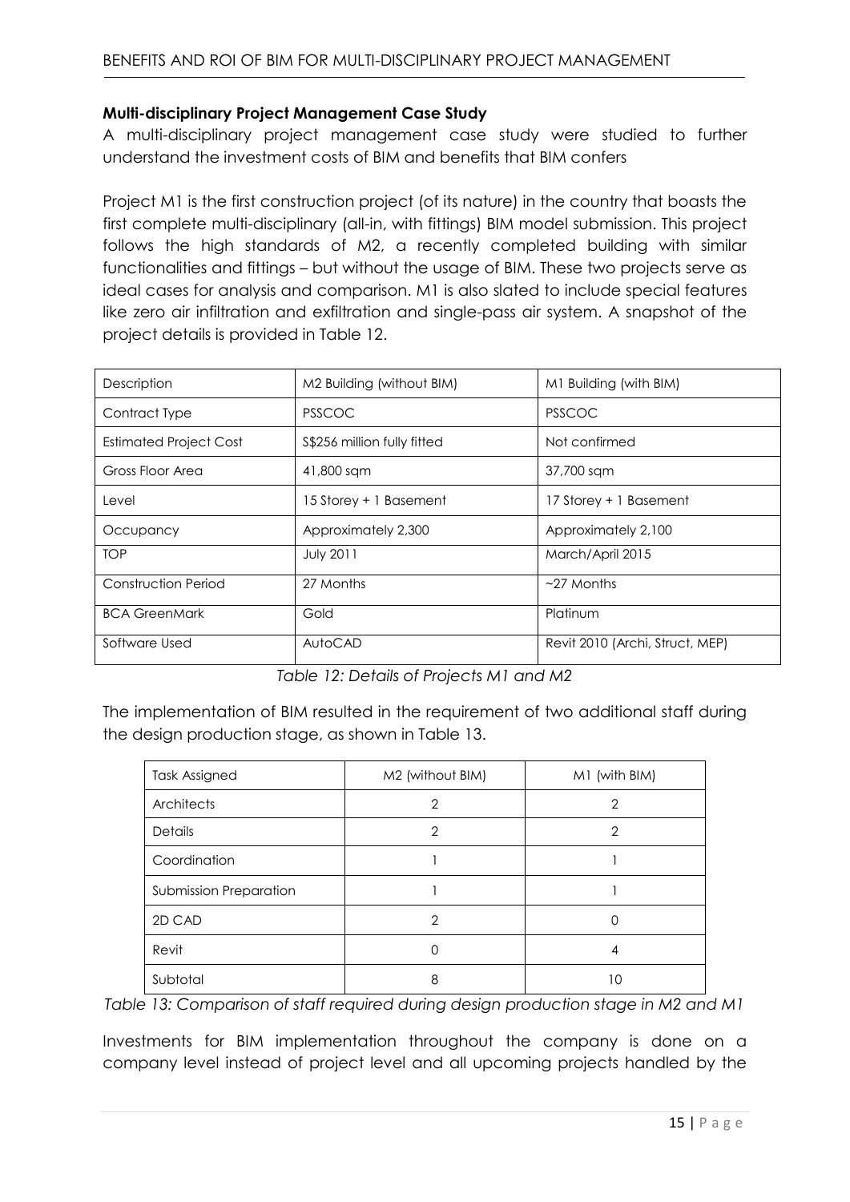### Multi-disciplinary Project Management Case Study

A multi-disciplinary project management case study were studied to further understand the investment costs of BIM and benefits that BIM confers

Project M1 is the first construction project (of its nature) in the country that boasts the first complete multi-disciplinary (all-in, with fittings) BIM model submission. This project follows the high standards of M2, a recently completed building with similar functionalities and fittings – but without the usage of BIM. These two projects serve as ideal cases for analysis and comparison. M1 is also slated to include special features like zero air infiltration and exfiltration and single-pass air system. A snapshot of the project details is provided in Table 12.

| Description | M2 Building (without BIM) | M1 Building (with BIM) |
|---|---|---|
| Contract Type | PSSCOC | PSSCOC |
| Estimated Project Cost | S$256 million fully fitted | Not confirmed |
| Gross Floor Area | 41,800 sqm | 37,700 sqm |
| Level | 15 Storey + 1 Basement | 17 Storey + 1 Basement |
| Occupancy | Approximately 2,300 | Approximately 2,100 |
| TOP | July 2011 | March/April 2015 |
| Construction Period | 27 Months | ~27 Months |
| BCA GreenMark | Gold | Platinum |
| Software Used | AutoCAD | Revit 2010 (Archi, Struct, MEP) |

*Table 12: Details of Projects M1 and M2*

The implementation of BIM resulted in the requirement of two additional staff during the design production stage, as shown in Table 13.

| Task Assigned | M2 (without BIM) | M1 (with BIM) |
|---|---|---|
| Architects | 2 | 2 |
| Details | 2 | 2 |
| Coordination | 1 | 1 |
| Submission Preparation | 1 | 1 |
| 2D CAD | 2 | 0 |
| Revit | 0 | 4 |
| Subtotal | 8 | 10 |

*Table 13: Comparison of staff required during design production stage in M2 and M1*

Investments for BIM implementation throughout the company is done on a company level instead of project level and all upcoming projects handled by the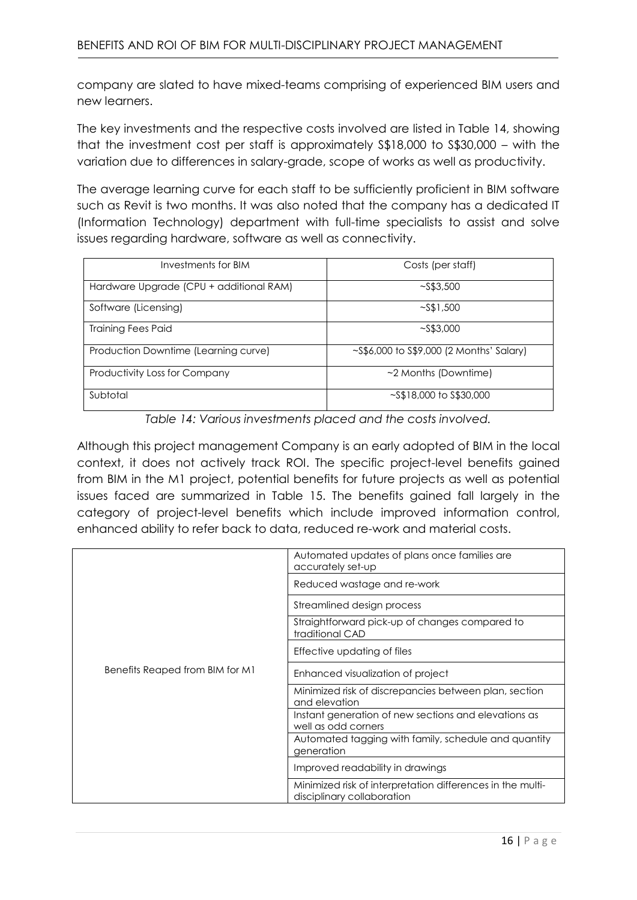company are slated to have mixed-teams comprising of experienced BIM users and new learners.

The key investments and the respective costs involved are listed in Table 14, showing that the investment cost per staff is approximately S$18,000 to S$30,000 – with the variation due to differences in salary-grade, scope of works as well as productivity.

The average learning curve for each staff to be sufficiently proficient in BIM software such as Revit is two months. It was also noted that the company has a dedicated IT (Information Technology) department with full-time specialists to assist and solve issues regarding hardware, software as well as connectivity.

| Investments for BIM | Costs (per staff) |
| --- | --- |
| Hardware Upgrade (CPU + additional RAM) | ~S$3,500 |
| Software (Licensing) | ~S$1,500 |
| Training Fees Paid | ~S$3,000 |
| Production Downtime (Learning curve) | ~S$6,000 to S$9,000 (2 Months' Salary) |
| Productivity Loss for Company | ~2 Months (Downtime) |
| Subtotal | ~S$18,000 to S$30,000 |

*Table 14: Various investments placed and the costs involved.*

Although this project management Company is an early adopted of BIM in the local context, it does not actively track ROI. The specific project-level benefits gained from BIM in the M1 project, potential benefits for future projects as well as potential issues faced are summarized in Table 15. The benefits gained fall largely in the category of project-level benefits which include improved information control, enhanced ability to refer back to data, reduced re-work and material costs.

| | |
| --- | --- |
| Benefits Reaped from BIM for M1 | Automated updates of plans once families are accurately set-up |
| | Reduced wastage and re-work |
| | Streamlined design process |
| | Straightforward pick-up of changes compared to traditional CAD |
| | Effective updating of files |
| | Enhanced visualization of project |
| | Minimized risk of discrepancies between plan, section and elevation |
| | Instant generation of new sections and elevations as well as odd corners |
| | Automated tagging with family, schedule and quantity generation |
| | Improved readability in drawings |
| | Minimized risk of interpretation differences in the multi-disciplinary collaboration |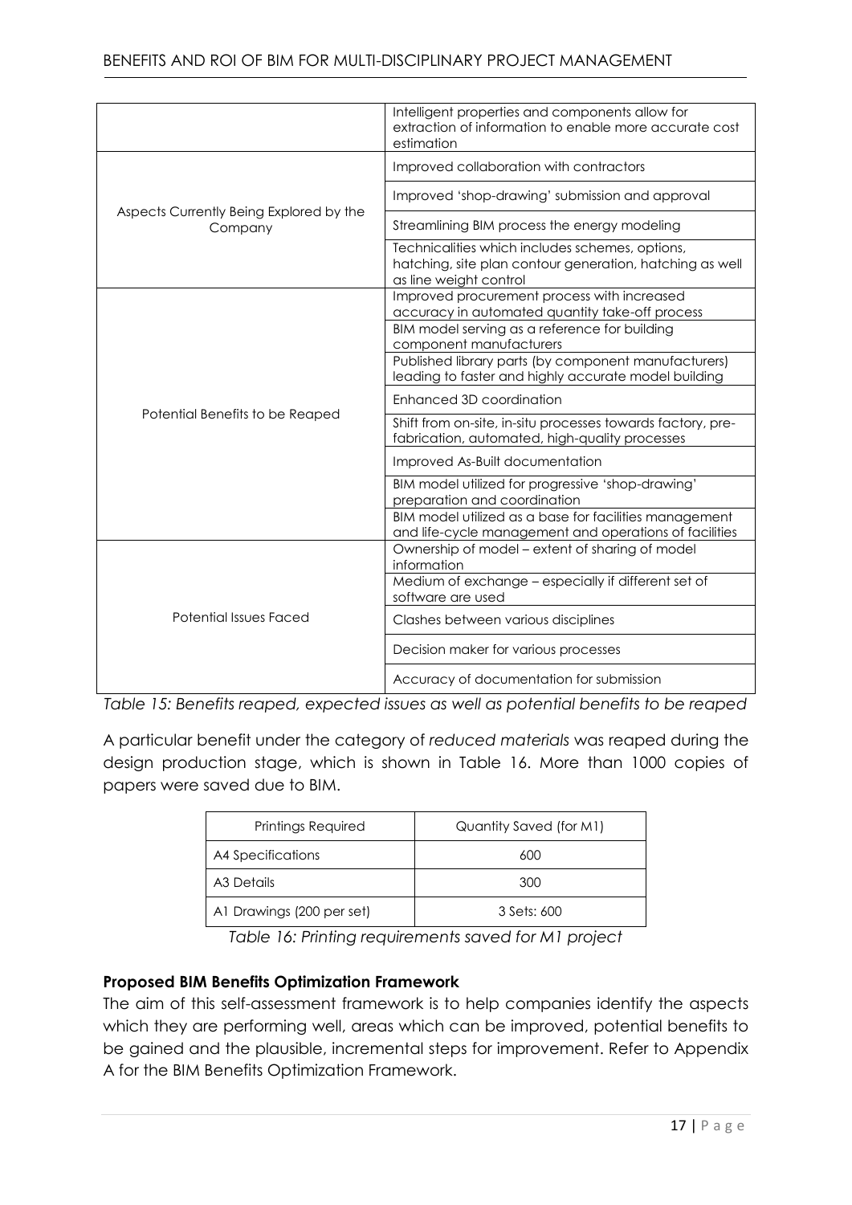| | |
|---|---|
| | Intelligent properties and components allow for extraction of information to enable more accurate cost estimation |
| Aspects Currently Being Explored by the Company | Improved collaboration with contractors |
| | Improved 'shop-drawing' submission and approval |
| | Streamlining BIM process the energy modeling |
| | Technicalities which includes schemes, options, hatching, site plan contour generation, hatching as well as line weight control |
| Potential Benefits to be Reaped | Improved procurement process with increased accuracy in automated quantity take-off process |
| | BIM model serving as a reference for building component manufacturers |
| | Published library parts (by component manufacturers) leading to faster and highly accurate model building |
| | Enhanced 3D coordination |
| | Shift from on-site, in-situ processes towards factory, pre-fabrication, automated, high-quality processes |
| | Improved As-Built documentation |
| | BIM model utilized for progressive 'shop-drawing' preparation and coordination |
| | BIM model utilized as a base for facilities management and life-cycle management and operations of facilities |
| Potential Issues Faced | Ownership of model – extent of sharing of model information |
| | Medium of exchange – especially if different set of software are used |
| | Clashes between various disciplines |
| | Decision maker for various processes |
| | Accuracy of documentation for submission |

*Table 15: Benefits reaped, expected issues as well as potential benefits to be reaped*

A particular benefit under the category of *reduced materials* was reaped during the design production stage, which is shown in Table 16. More than 1000 copies of papers were saved due to BIM.

| Printings Required | Quantity Saved (for M1) |
|---|---|
| A4 Specifications | 600 |
| A3 Details | 300 |
| A1 Drawings (200 per set) | 3 Sets: 600 |

*Table 16: Printing requirements saved for M1 project*

**Proposed BIM Benefits Optimization Framework**

The aim of this self-assessment framework is to help companies identify the aspects which they are performing well, areas which can be improved, potential benefits to be gained and the plausible, incremental steps for improvement. Refer to Appendix A for the BIM Benefits Optimization Framework.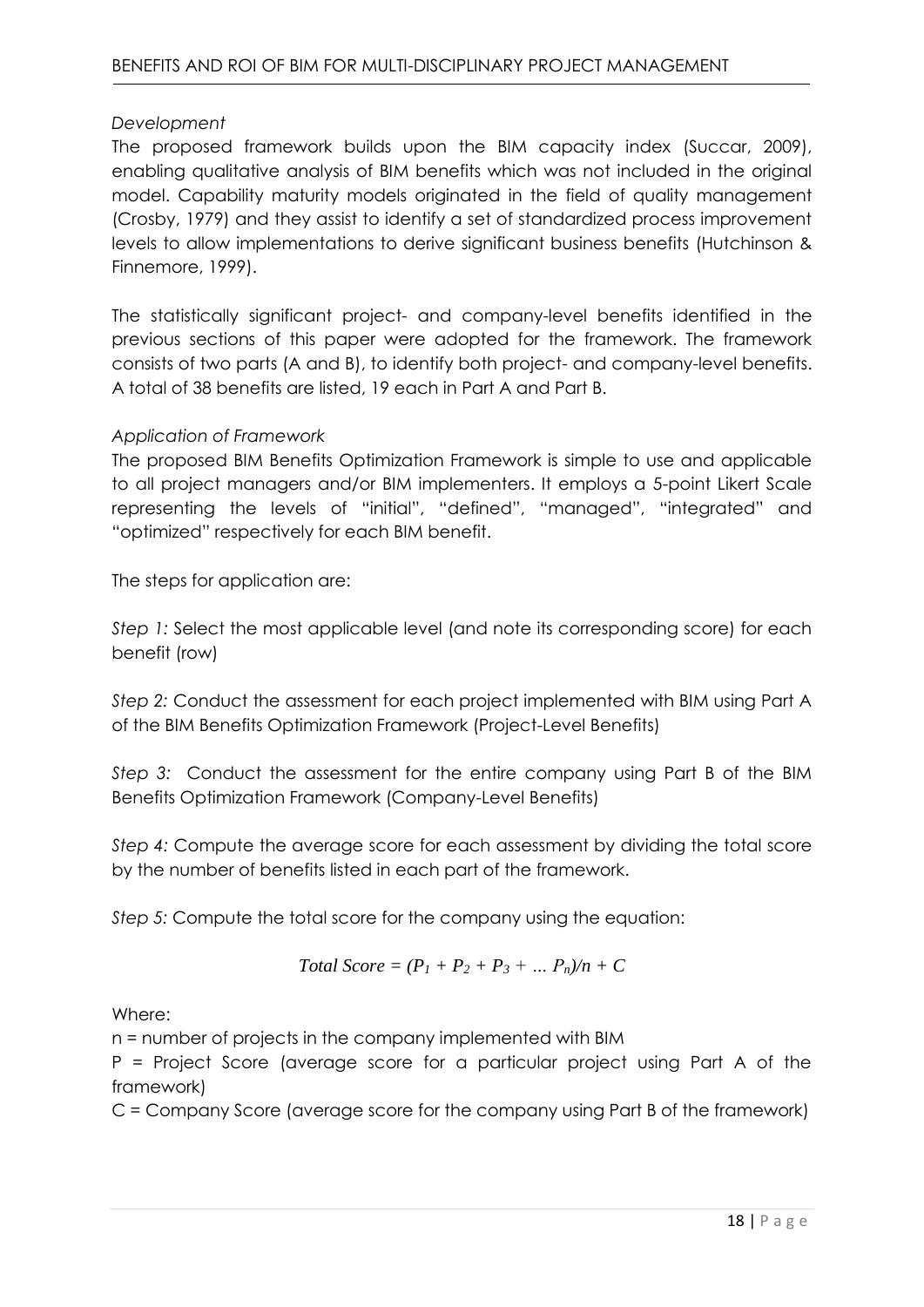*Development*

The proposed framework builds upon the BIM capacity index (Succar, 2009), enabling qualitative analysis of BIM benefits which was not included in the original model. Capability maturity models originated in the field of quality management (Crosby, 1979) and they assist to identify a set of standardized process improvement levels to allow implementations to derive significant business benefits (Hutchinson & Finnemore, 1999).

The statistically significant project- and company-level benefits identified in the previous sections of this paper were adopted for the framework. The framework consists of two parts (A and B), to identify both project- and company-level benefits. A total of 38 benefits are listed, 19 each in Part A and Part B.

*Application of Framework*

The proposed BIM Benefits Optimization Framework is simple to use and applicable to all project managers and/or BIM implementers. It employs a 5-point Likert Scale representing the levels of "initial", "defined", "managed", "integrated" and "optimized" respectively for each BIM benefit.

The steps for application are:

*Step 1:* Select the most applicable level (and note its corresponding score) for each benefit (row)

*Step 2:* Conduct the assessment for each project implemented with BIM using Part A of the BIM Benefits Optimization Framework (Project-Level Benefits)

*Step 3:* Conduct the assessment for the entire company using Part B of the BIM Benefits Optimization Framework (Company-Level Benefits)

*Step 4:* Compute the average score for each assessment by dividing the total score by the number of benefits listed in each part of the framework.

*Step 5:* Compute the total score for the company using the equation:

$$Total\ Score = (P_1 + P_2 + P_3 + \ldots P_n)/n + C$$

Where:

n = number of projects in the company implemented with BIM

P = Project Score (average score for a particular project using Part A of the framework)

C = Company Score (average score for the company using Part B of the framework)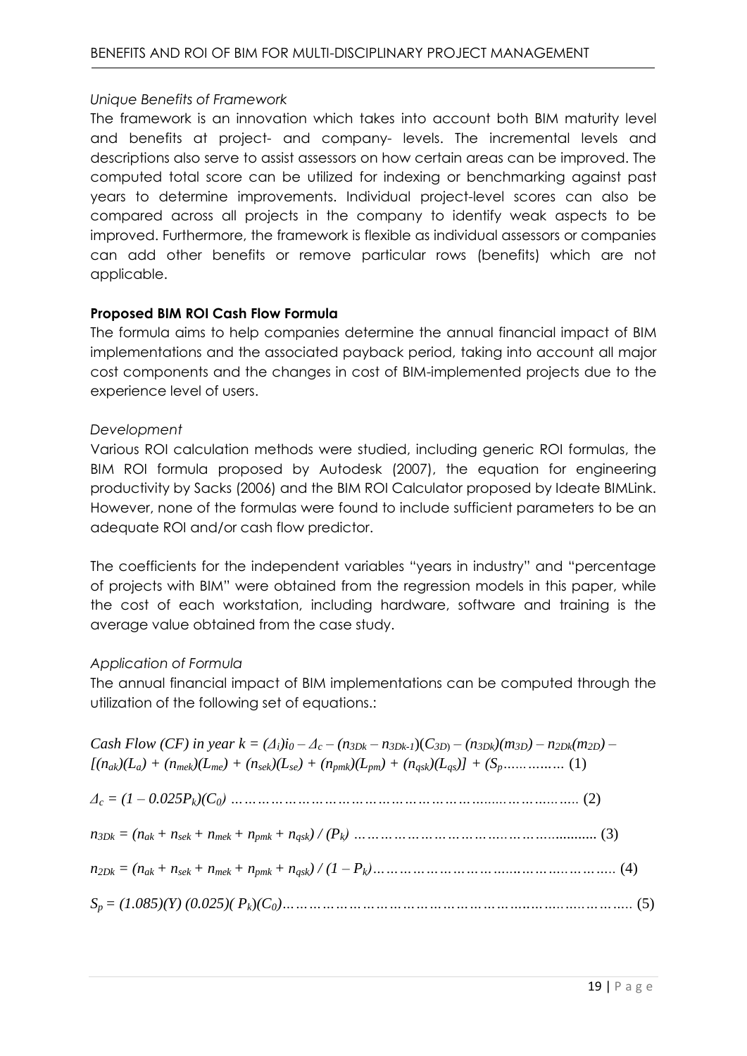*Unique Benefits of Framework*

The framework is an innovation which takes into account both BIM maturity level and benefits at project- and company- levels. The incremental levels and descriptions also serve to assist assessors on how certain areas can be improved. The computed total score can be utilized for indexing or benchmarking against past years to determine improvements. Individual project-level scores can also be compared across all projects in the company to identify weak aspects to be improved. Furthermore, the framework is flexible as individual assessors or companies can add other benefits or remove particular rows (benefits) which are not applicable.

**Proposed BIM ROI Cash Flow Formula**

The formula aims to help companies determine the annual financial impact of BIM implementations and the associated payback period, taking into account all major cost components and the changes in cost of BIM-implemented projects due to the experience level of users.

*Development*

Various ROI calculation methods were studied, including generic ROI formulas, the BIM ROI formula proposed by Autodesk (2007), the equation for engineering productivity by Sacks (2006) and the BIM ROI Calculator proposed by Ideate BIMLink. However, none of the formulas were found to include sufficient parameters to be an adequate ROI and/or cash flow predictor.

The coefficients for the independent variables "years in industry" and "percentage of projects with BIM" were obtained from the regression models in this paper, while the cost of each workstation, including hardware, software and training is the average value obtained from the case study.

*Application of Formula*

The annual financial impact of BIM implementations can be computed through the utilization of the following set of equations.:

$$Cash\ Flow\ (CF)\ in\ year\ k = (\Delta_i)i_0 - \Delta_c - (n_{3Dk} - n_{3Dk-1})(C_{3D}) - (n_{3Dk})(m_{3D}) - n_{2Dk}(m_{2D}) - [(n_{ak})(L_a) + (n_{mek})(L_{me}) + (n_{sek})(L_{se}) + (n_{pmk})(L_{pm}) + (n_{qsk})(L_{qs})] + (S_p \quad (1)$$

$$\Delta_c = (1 - 0.025P_k)(C_0) \quad (2)$$

$$n_{3Dk} = (n_{ak} + n_{sek} + n_{mek} + n_{pmk} + n_{qsk}) / (P_k) \quad (3)$$

$$n_{2Dk} = (n_{ak} + n_{sek} + n_{mek} + n_{pmk} + n_{qsk}) / (1 - P_k) \quad (4)$$

$$S_p = (1.085)(Y)(0.025)(P_k)(C_0) \quad (5)$$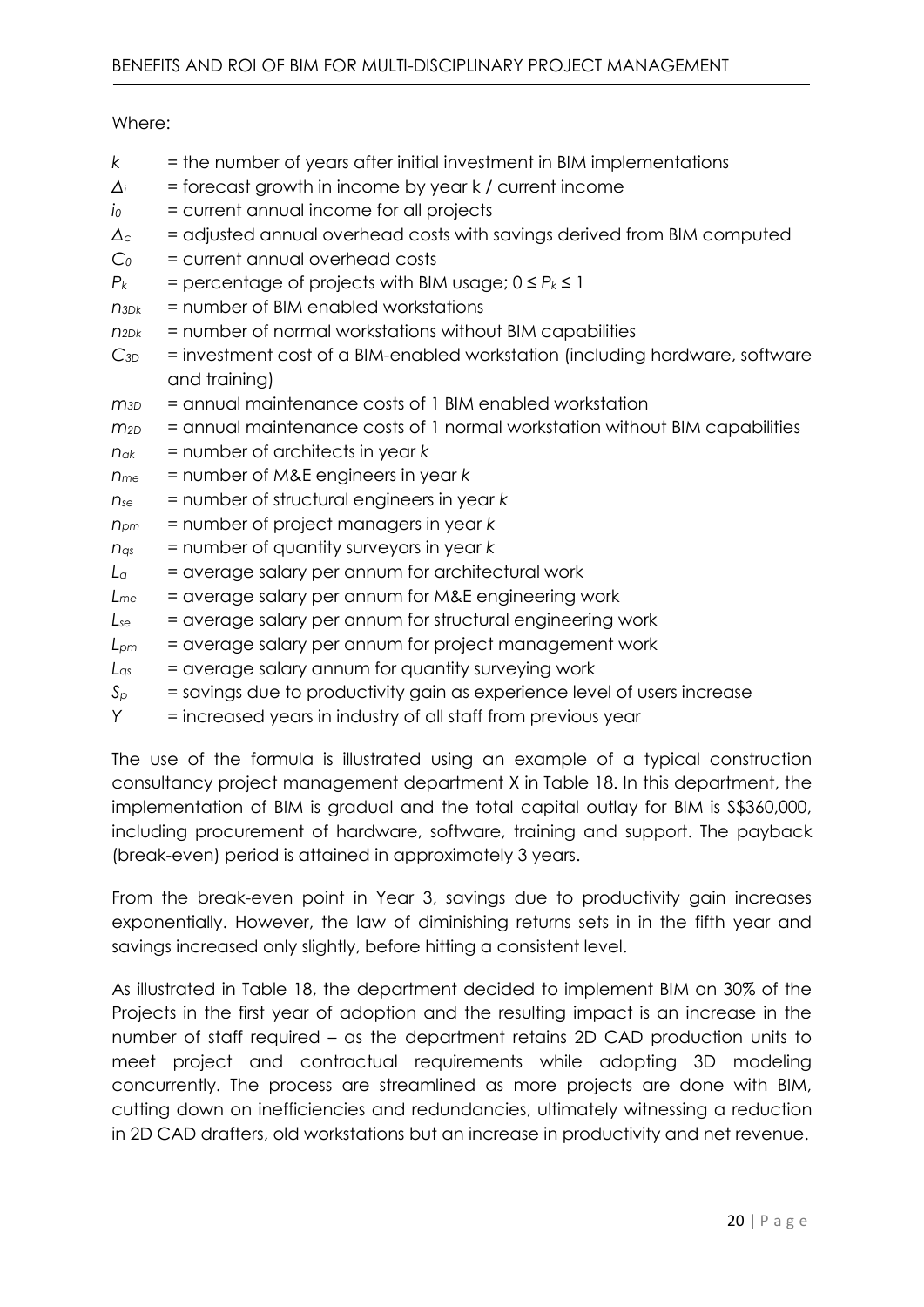Where:

$k$ = the number of years after initial investment in BIM implementations

$\Delta_i$ = forecast growth in income by year k / current income

$i_0$ = current annual income for all projects

$\Delta_c$ = adjusted annual overhead costs with savings derived from BIM computed

$C_0$ = current annual overhead costs

$P_k$ = percentage of projects with BIM usage; $0 \leq P_k \leq 1$

$n_{3Dk}$ = number of BIM enabled workstations

$n_{2Dk}$ = number of normal workstations without BIM capabilities

$C_{3D}$ = investment cost of a BIM-enabled workstation (including hardware, software and training)

$m_{3D}$ = annual maintenance costs of 1 BIM enabled workstation

$m_{2D}$ = annual maintenance costs of 1 normal workstation without BIM capabilities

$n_{ak}$ = number of architects in year $k$

$n_{me}$ = number of M&E engineers in year $k$

$n_{se}$ = number of structural engineers in year $k$

$n_{pm}$ = number of project managers in year $k$

$n_{qs}$ = number of quantity surveyors in year $k$

$L_a$ = average salary per annum for architectural work

$L_{me}$ = average salary per annum for M&E engineering work

$L_{se}$ = average salary per annum for structural engineering work

$L_{pm}$ = average salary per annum for project management work

$L_{qs}$ = average salary annum for quantity surveying work

$S_p$ = savings due to productivity gain as experience level of users increase

$Y$ = increased years in industry of all staff from previous year

The use of the formula is illustrated using an example of a typical construction consultancy project management department X in Table 18. In this department, the implementation of BIM is gradual and the total capital outlay for BIM is S$360,000, including procurement of hardware, software, training and support. The payback (break-even) period is attained in approximately 3 years.

From the break-even point in Year 3, savings due to productivity gain increases exponentially. However, the law of diminishing returns sets in in the fifth year and savings increased only slightly, before hitting a consistent level.

As illustrated in Table 18, the department decided to implement BIM on 30% of the Projects in the first year of adoption and the resulting impact is an increase in the number of staff required – as the department retains 2D CAD production units to meet project and contractual requirements while adopting 3D modeling concurrently. The process are streamlined as more projects are done with BIM, cutting down on inefficiencies and redundancies, ultimately witnessing a reduction in 2D CAD drafters, old workstations but an increase in productivity and net revenue.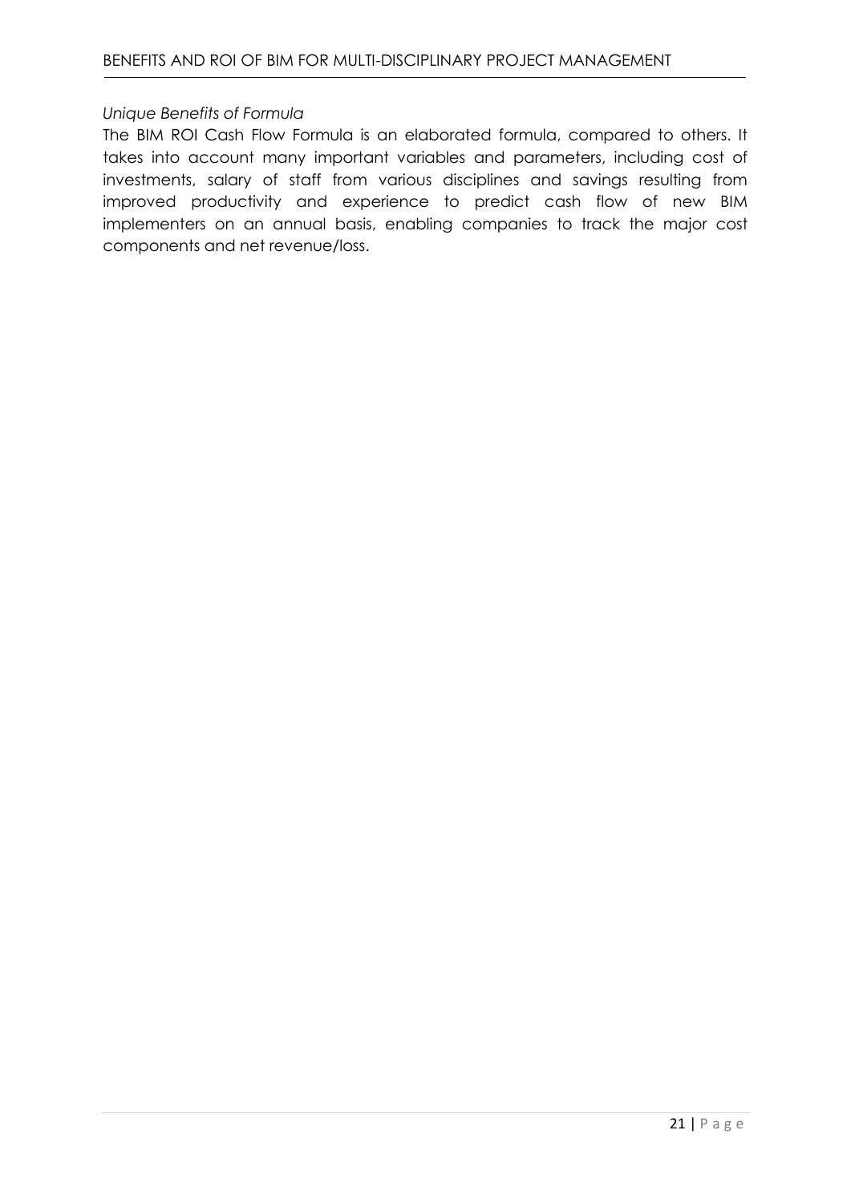*Unique Benefits of Formula*

The BIM ROI Cash Flow Formula is an elaborated formula, compared to others. It takes into account many important variables and parameters, including cost of investments, salary of staff from various disciplines and savings resulting from improved productivity and experience to predict cash flow of new BIM implementers on an annual basis, enabling companies to track the major cost components and net revenue/loss.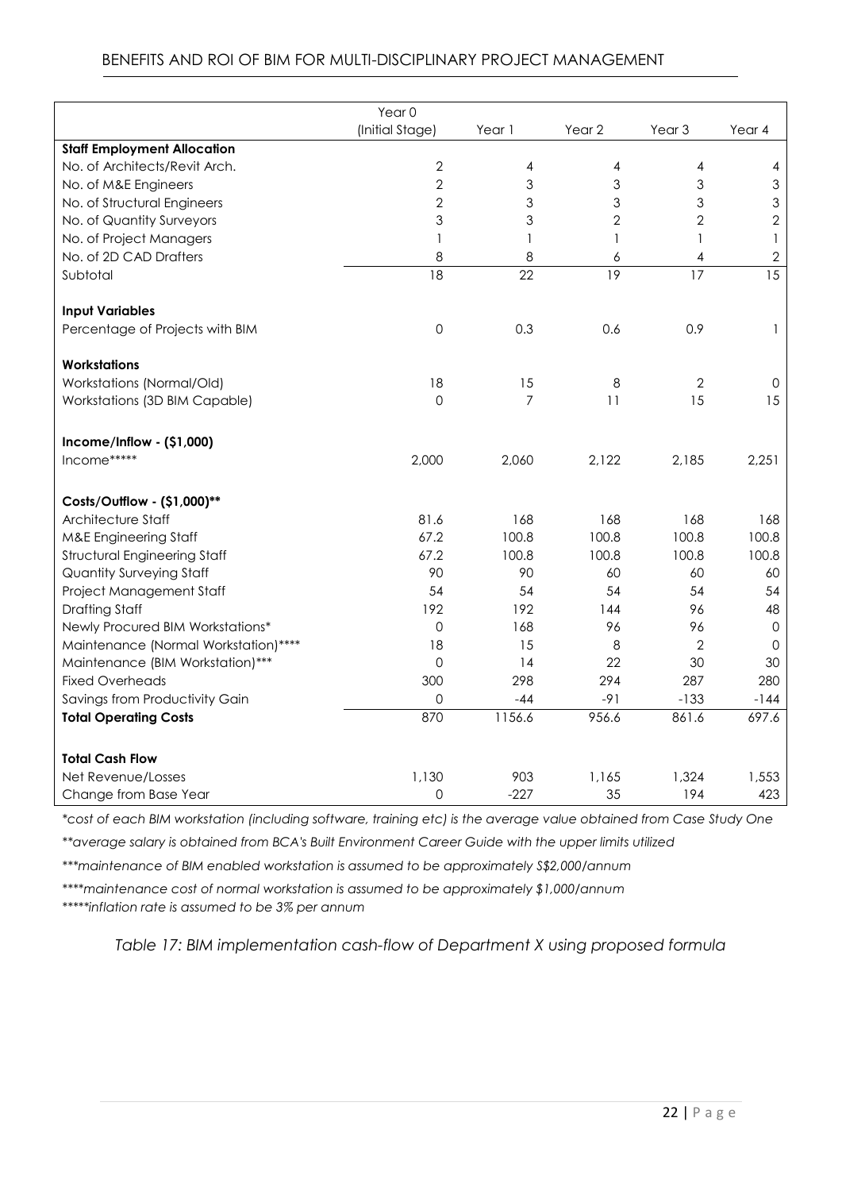| | Year 0 (Initial Stage) | Year 1 | Year 2 | Year 3 | Year 4 |
|---|---|---|---|---|---|
| **Staff Employment Allocation** | | | | | |
| No. of Architects/Revit Arch. | 2 | 4 | 4 | 4 | 4 |
| No. of M&E Engineers | 2 | 3 | 3 | 3 | 3 |
| No. of Structural Engineers | 2 | 3 | 3 | 3 | 3 |
| No. of Quantity Surveyors | 3 | 3 | 2 | 2 | 2 |
| No. of Project Managers | 1 | 1 | 1 | 1 | 1 |
| No. of 2D CAD Drafters | 8 | 8 | 6 | 4 | 2 |
| Subtotal | 18 | 22 | 19 | 17 | 15 |
| **Input Variables** | | | | | |
| Percentage of Projects with BIM | 0 | 0.3 | 0.6 | 0.9 | 1 |
| **Workstations** | | | | | |
| Workstations (Normal/Old) | 18 | 15 | 8 | 2 | 0 |
| Workstations (3D BIM Capable) | 0 | 7 | 11 | 15 | 15 |
| **Income/Inflow - ($1,000)** | | | | | |
| Income***** | 2,000 | 2,060 | 2,122 | 2,185 | 2,251 |
| **Costs/Outflow - ($1,000)**** | | | | | |
| Architecture Staff | 81.6 | 168 | 168 | 168 | 168 |
| M&E Engineering Staff | 67.2 | 100.8 | 100.8 | 100.8 | 100.8 |
| Structural Engineering Staff | 67.2 | 100.8 | 100.8 | 100.8 | 100.8 |
| Quantity Surveying Staff | 90 | 90 | 60 | 60 | 60 |
| Project Management Staff | 54 | 54 | 54 | 54 | 54 |
| Drafting Staff | 192 | 192 | 144 | 96 | 48 |
| Newly Procured BIM Workstations* | 0 | 168 | 96 | 96 | 0 |
| Maintenance (Normal Workstation)**** | 18 | 15 | 8 | 2 | 0 |
| Maintenance (BIM Workstation)*** | 0 | 14 | 22 | 30 | 30 |
| Fixed Overheads | 300 | 298 | 294 | 287 | 280 |
| Savings from Productivity Gain | 0 | -44 | -91 | -133 | -144 |
| **Total Operating Costs** | 870 | 1156.6 | 956.6 | 861.6 | 697.6 |
| **Total Cash Flow** | | | | | |
| Net Revenue/Losses | 1,130 | 903 | 1,165 | 1,324 | 1,553 |
| Change from Base Year | 0 | -227 | 35 | 194 | 423 |

*\*cost of each BIM workstation (including software, training etc) is the average value obtained from Case Study One*

*\*\*average salary is obtained from BCA's Built Environment Career Guide with the upper limits utilized*

*\*\*\*maintenance of BIM enabled workstation is assumed to be approximately S$2,000/annum*

*\*\*\*\*maintenance cost of normal workstation is assumed to be approximately $1,000/annum*

*\*\*\*\*\*inflation rate is assumed to be 3% per annum*

*Table 17: BIM implementation cash-flow of Department X using proposed formula*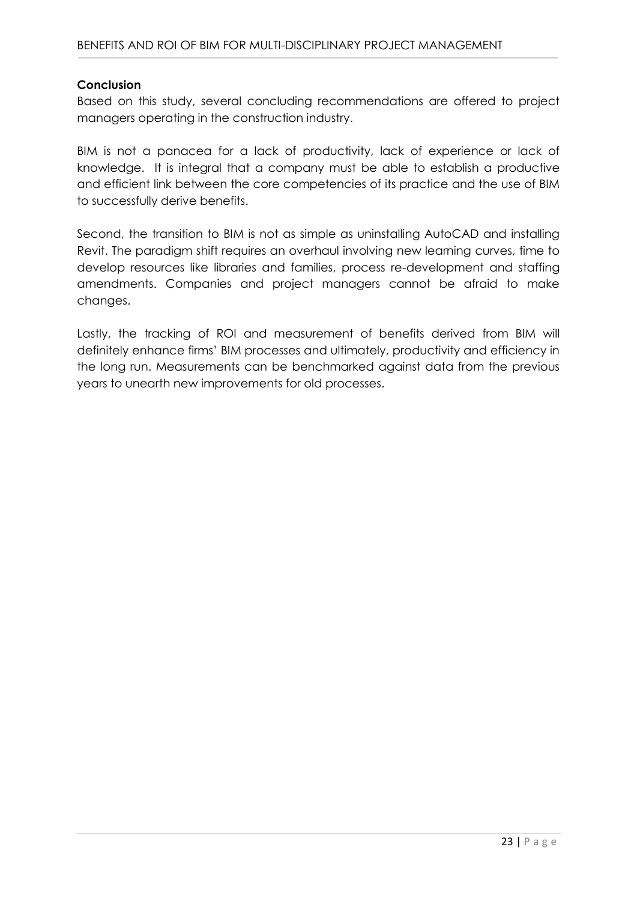**Conclusion**

Based on this study, several concluding recommendations are offered to project managers operating in the construction industry.

BIM is not a panacea for a lack of productivity, lack of experience or lack of knowledge. It is integral that a company must be able to establish a productive and efficient link between the core competencies of its practice and the use of BIM to successfully derive benefits.

Second, the transition to BIM is not as simple as uninstalling AutoCAD and installing Revit. The paradigm shift requires an overhaul involving new learning curves, time to develop resources like libraries and families, process re-development and staffing amendments. Companies and project managers cannot be afraid to make changes.

Lastly, the tracking of ROI and measurement of benefits derived from BIM will definitely enhance firms' BIM processes and ultimately, productivity and efficiency in the long run. Measurements can be benchmarked against data from the previous years to unearth new improvements for old processes.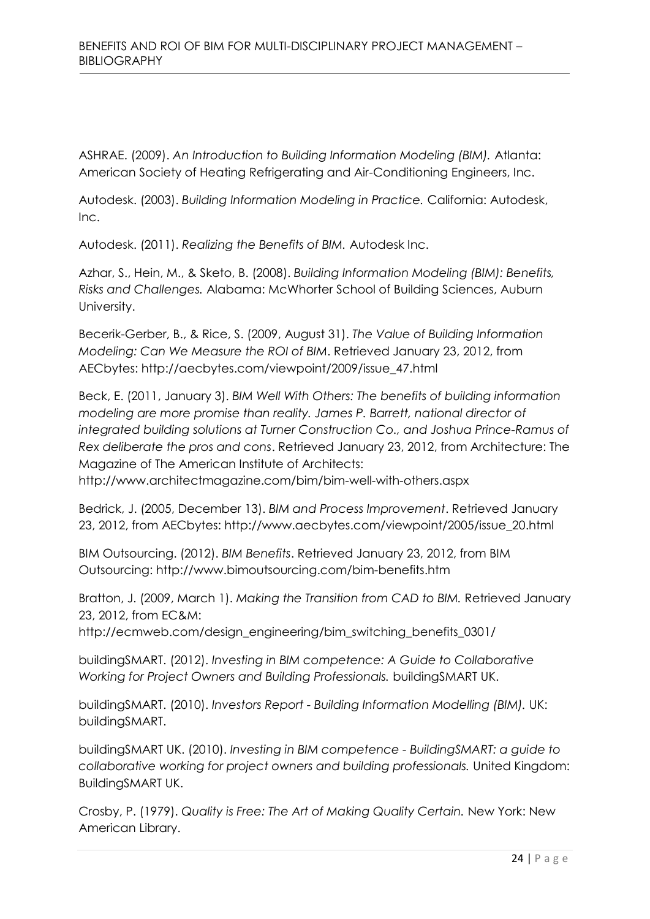ASHRAE. (2009). *An Introduction to Building Information Modeling (BIM).* Atlanta: American Society of Heating Refrigerating and Air-Conditioning Engineers, Inc.

Autodesk. (2003). *Building Information Modeling in Practice.* California: Autodesk, Inc.

Autodesk. (2011). *Realizing the Benefits of BIM.* Autodesk Inc.

Azhar, S., Hein, M., & Sketo, B. (2008). *Building Information Modeling (BIM): Benefits, Risks and Challenges.* Alabama: McWhorter School of Building Sciences, Auburn University.

Becerik-Gerber, B., & Rice, S. (2009, August 31). *The Value of Building Information Modeling: Can We Measure the ROI of BIM*. Retrieved January 23, 2012, from AECbytes: http://aecbytes.com/viewpoint/2009/issue_47.html

Beck, E. (2011, January 3). *BIM Well With Others: The benefits of building information modeling are more promise than reality. James P. Barrett, national director of integrated building solutions at Turner Construction Co., and Joshua Prince-Ramus of Rex deliberate the pros and cons*. Retrieved January 23, 2012, from Architecture: The Magazine of The American Institute of Architects: http://www.architectmagazine.com/bim/bim-well-with-others.aspx

Bedrick, J. (2005, December 13). *BIM and Process Improvement*. Retrieved January 23, 2012, from AECbytes: http://www.aecbytes.com/viewpoint/2005/issue_20.html

BIM Outsourcing. (2012). *BIM Benefits*. Retrieved January 23, 2012, from BIM Outsourcing: http://www.bimoutsourcing.com/bim-benefits.htm

Bratton, J. (2009, March 1). *Making the Transition from CAD to BIM.* Retrieved January 23, 2012, from EC&M: http://ecmweb.com/design_engineering/bim_switching_benefits_0301/

buildingSMART. (2012). *Investing in BIM competence: A Guide to Collaborative Working for Project Owners and Building Professionals.* buildingSMART UK.

buildingSMART. (2010). *Investors Report - Building Information Modelling (BIM).* UK: buildingSMART.

buildingSMART UK. (2010). *Investing in BIM competence - BuildingSMART: a guide to collaborative working for project owners and building professionals.* United Kingdom: BuildingSMART UK.

Crosby, P. (1979). *Quality is Free: The Art of Making Quality Certain.* New York: New American Library.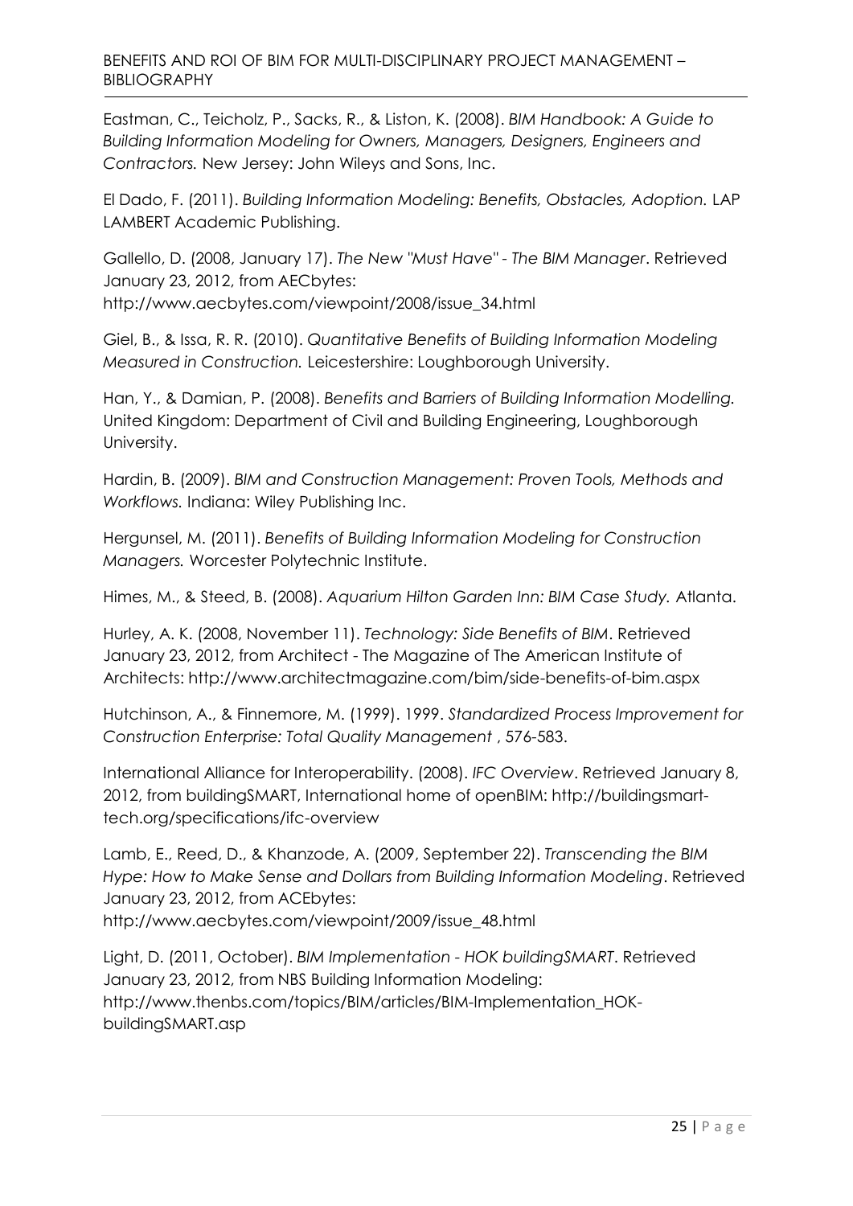Eastman, C., Teicholz, P., Sacks, R., & Liston, K. (2008). *BIM Handbook: A Guide to Building Information Modeling for Owners, Managers, Designers, Engineers and Contractors.* New Jersey: John Wileys and Sons, Inc.

El Dado, F. (2011). *Building Information Modeling: Benefits, Obstacles, Adoption.* LAP LAMBERT Academic Publishing.

Gallello, D. (2008, January 17). *The New "Must Have" - The BIM Manager*. Retrieved January 23, 2012, from AECbytes: http://www.aecbytes.com/viewpoint/2008/issue_34.html

Giel, B., & Issa, R. R. (2010). *Quantitative Benefits of Building Information Modeling Measured in Construction.* Leicestershire: Loughborough University.

Han, Y., & Damian, P. (2008). *Benefits and Barriers of Building Information Modelling.* United Kingdom: Department of Civil and Building Engineering, Loughborough University.

Hardin, B. (2009). *BIM and Construction Management: Proven Tools, Methods and Workflows.* Indiana: Wiley Publishing Inc.

Hergunsel, M. (2011). *Benefits of Building Information Modeling for Construction Managers.* Worcester Polytechnic Institute.

Himes, M., & Steed, B. (2008). *Aquarium Hilton Garden Inn: BIM Case Study.* Atlanta.

Hurley, A. K. (2008, November 11). *Technology: Side Benefits of BIM*. Retrieved January 23, 2012, from Architect - The Magazine of The American Institute of Architects: http://www.architectmagazine.com/bim/side-benefits-of-bim.aspx

Hutchinson, A., & Finnemore, M. (1999). 1999. *Standardized Process Improvement for Construction Enterprise: Total Quality Management* , 576-583.

International Alliance for Interoperability. (2008). *IFC Overview*. Retrieved January 8, 2012, from buildingSMART, International home of openBIM: http://buildingsmart-tech.org/specifications/ifc-overview

Lamb, E., Reed, D., & Khanzode, A. (2009, September 22). *Transcending the BIM Hype: How to Make Sense and Dollars from Building Information Modeling*. Retrieved January 23, 2012, from ACEbytes: http://www.aecbytes.com/viewpoint/2009/issue_48.html

Light, D. (2011, October). *BIM Implementation - HOK buildingSMART*. Retrieved January 23, 2012, from NBS Building Information Modeling: http://www.thenbs.com/topics/BIM/articles/BIM-Implementation_HOK-buildingSMART.asp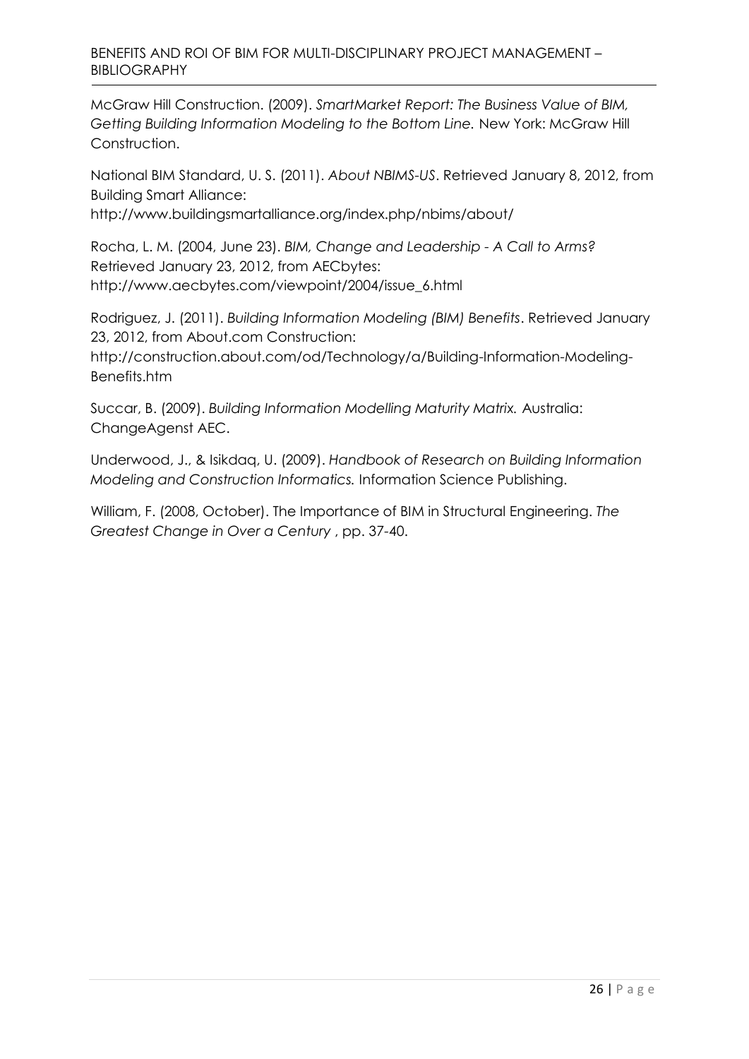McGraw Hill Construction. (2009). *SmartMarket Report: The Business Value of BIM, Getting Building Information Modeling to the Bottom Line.* New York: McGraw Hill Construction.

National BIM Standard, U. S. (2011). *About NBIMS-US*. Retrieved January 8, 2012, from Building Smart Alliance: http://www.buildingsmartalliance.org/index.php/nbims/about/

Rocha, L. M. (2004, June 23). *BIM, Change and Leadership - A Call to Arms?* Retrieved January 23, 2012, from AECbytes: http://www.aecbytes.com/viewpoint/2004/issue_6.html

Rodriguez, J. (2011). *Building Information Modeling (BIM) Benefits*. Retrieved January 23, 2012, from About.com Construction: http://construction.about.com/od/Technology/a/Building-Information-Modeling-Benefits.htm

Succar, B. (2009). *Building Information Modelling Maturity Matrix.* Australia: ChangeAgenst AEC.

Underwood, J., & Isikdaq, U. (2009). *Handbook of Research on Building Information Modeling and Construction Informatics.* Information Science Publishing.

William, F. (2008, October). The Importance of BIM in Structural Engineering. *The Greatest Change in Over a Century* , pp. 37-40.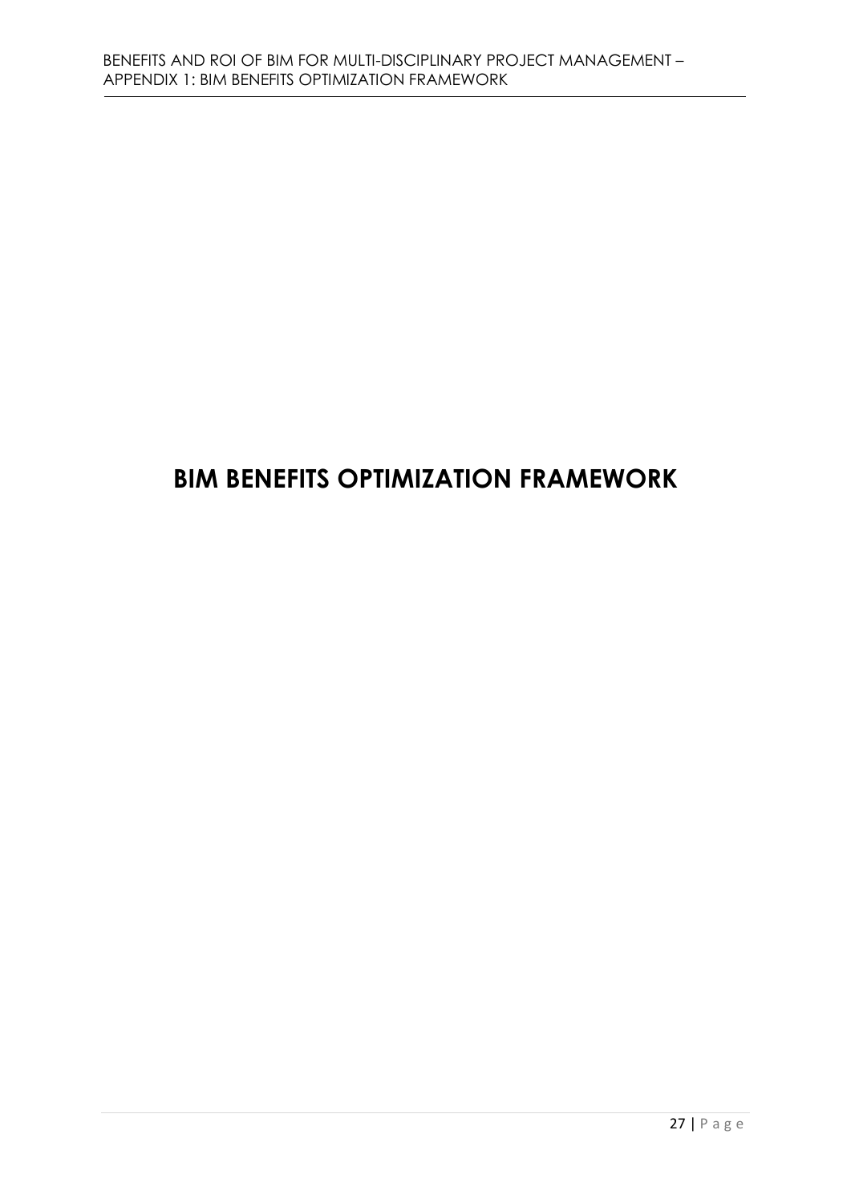# BIM BENEFITS OPTIMIZATION FRAMEWORK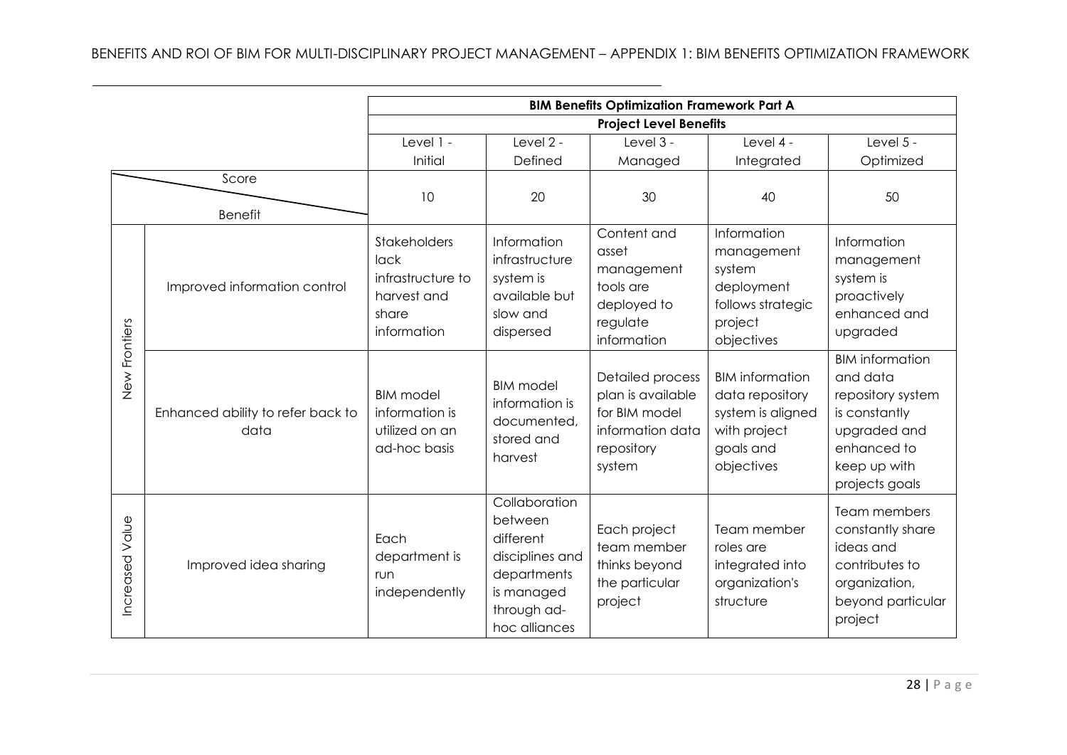| | | BIM Benefits Optimization Framework Part A | | | | |
|---|---|---|---|---|---|---|
| | | Project Level Benefits | | | | |
| | | Level 1 - Initial | Level 2 - Defined | Level 3 - Managed | Level 4 - Integrated | Level 5 - Optimized |
| Benefit | Score | 10 | 20 | 30 | 40 | 50 |
| New Frontiers | Improved information control | Stakeholders lack infrastructure to harvest and share information | Information infrastructure system is available but slow and dispersed | Content and asset management tools are deployed to regulate information | Information management system deployment follows strategic project objectives | Information management system is proactively enhanced and upgraded |
| New Frontiers | Enhanced ability to refer back to data | BIM model information is utilized on an ad-hoc basis | BIM model information is documented, stored and harvest | Detailed process plan is available for BIM model information data repository system | BIM information data repository system is aligned with project goals and objectives | BIM information and data repository system is constantly upgraded and enhanced to keep up with projects goals |
| Increased Value | Improved idea sharing | Each department is run independently | Collaboration between different disciplines and departments is managed through ad-hoc alliances | Each project team member thinks beyond the particular project | Team member roles are integrated into organization's structure | Team members constantly share ideas and contributes to organization, beyond particular project |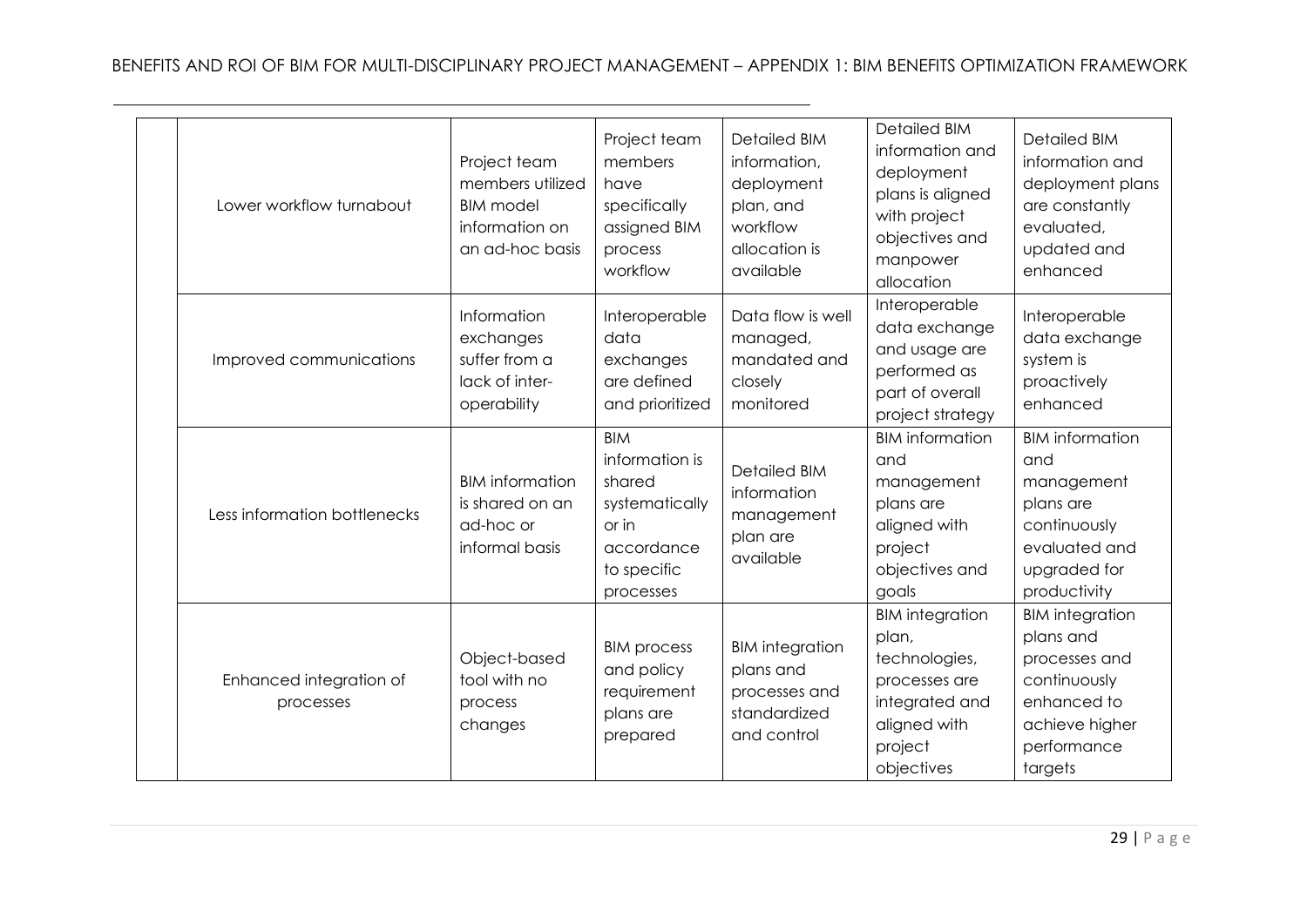| | | | | | | |
|---|---|---|---|---|---|---|
| | Lower workflow turnabout | Project team members utilized BIM model information on an ad-hoc basis | Project team members have specifically assigned BIM process workflow | Detailed BIM information, deployment plan, and workflow allocation is available | Detailed BIM information and deployment plans is aligned with project objectives and manpower allocation | Detailed BIM information and deployment plans are constantly evaluated, updated and enhanced |
| | Improved communications | Information exchanges suffer from a lack of inter-operability | Interoperable data exchanges are defined and prioritized | Data flow is well managed, mandated and closely monitored | Interoperable data exchange and usage are performed as part of overall project strategy | Interoperable data exchange system is proactively enhanced |
| | Less information bottlenecks | BIM information is shared on an ad-hoc or informal basis | BIM information is shared systematically or in accordance to specific processes | Detailed BIM information management plan are available | BIM information and management plans are aligned with project objectives and goals | BIM information and management plans are continuously evaluated and upgraded for productivity |
| | Enhanced integration of processes | Object-based tool with no process changes | BIM process and policy requirement plans are prepared | BIM integration plans and processes and standardized and control | BIM integration plan, technologies, processes are integrated and aligned with project objectives | BIM integration plans and processes and continuously enhanced to achieve higher performance targets |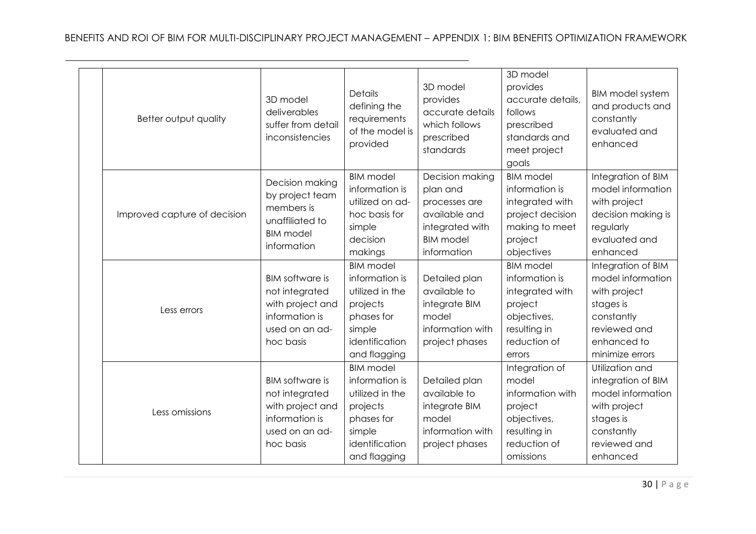|  | Better output quality | 3D model deliverables suffer from detail inconsistencies | Details defining the requirements of the model is provided | 3D model provides accurate details which follows prescribed standards | 3D model provides accurate details, follows prescribed standards and meet project goals | BIM model system and products and constantly evaluated and enhanced |
|---|---|---|---|---|---|---|
|  | Improved capture of decision | Decision making by project team members is unaffiliated to BIM model information | BIM model information is utilized on ad-hoc basis for simple decision makings | Decision making plan and processes are available and integrated with BIM model information | BIM model information is integrated with project decision making to meet project objectives | Integration of BIM model information with project decision making is regularly evaluated and enhanced |
|  | Less errors | BIM software is not integrated with project and information is used on an ad-hoc basis | BIM model information is utilized in the projects phases for simple identification and flagging | Detailed plan available to integrate BIM model information with project phases | BIM model information is integrated with project objectives, resulting in reduction of errors | Integration of BIM model information with project stages is constantly reviewed and enhanced to minimize errors |
|  | Less omissions | BIM software is not integrated with project and information is used on an ad-hoc basis | BIM model information is utilized in the projects phases for simple identification and flagging | Detailed plan available to integrate BIM model information with project phases | Integration of model information with project objectives, resulting in reduction of omissions | Utilization and integration of BIM model information with project stages is constantly reviewed and enhanced |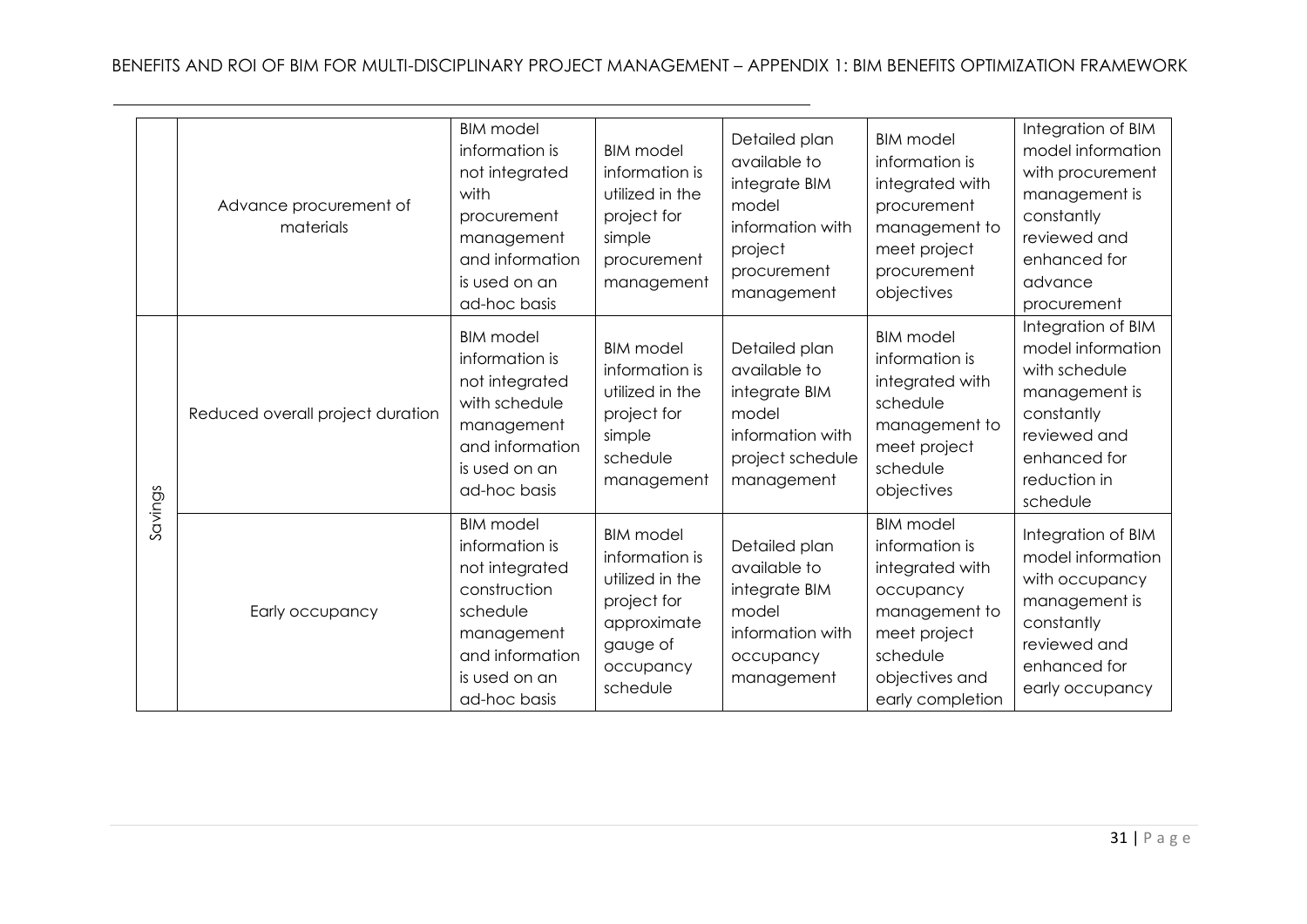| | | | | | | |
|---|---|---|---|---|---|---|
| | Advance procurement of materials | BIM model information is not integrated with procurement management and information is used on an ad-hoc basis | BIM model information is utilized in the project for simple procurement management | Detailed plan available to integrate BIM model information with project procurement management | BIM model information is integrated with procurement management to meet project procurement objectives | Integration of BIM model information with procurement management is constantly reviewed and enhanced for advance procurement |
| Savings | Reduced overall project duration | BIM model information is not integrated with schedule management and information is used on an ad-hoc basis | BIM model information is utilized in the project for simple schedule management | Detailed plan available to integrate BIM model information with project schedule management | BIM model information is integrated with schedule management to meet project schedule objectives | Integration of BIM model information with schedule management is constantly reviewed and enhanced for reduction in schedule |
| | Early occupancy | BIM model information is not integrated construction schedule management and information is used on an ad-hoc basis | BIM model information is utilized in the project for approximate gauge of occupancy schedule | Detailed plan available to integrate BIM model information with occupancy management | BIM model information is integrated with occupancy management to meet project schedule objectives and early completion | Integration of BIM model information with occupancy management is constantly reviewed and enhanced for early occupancy |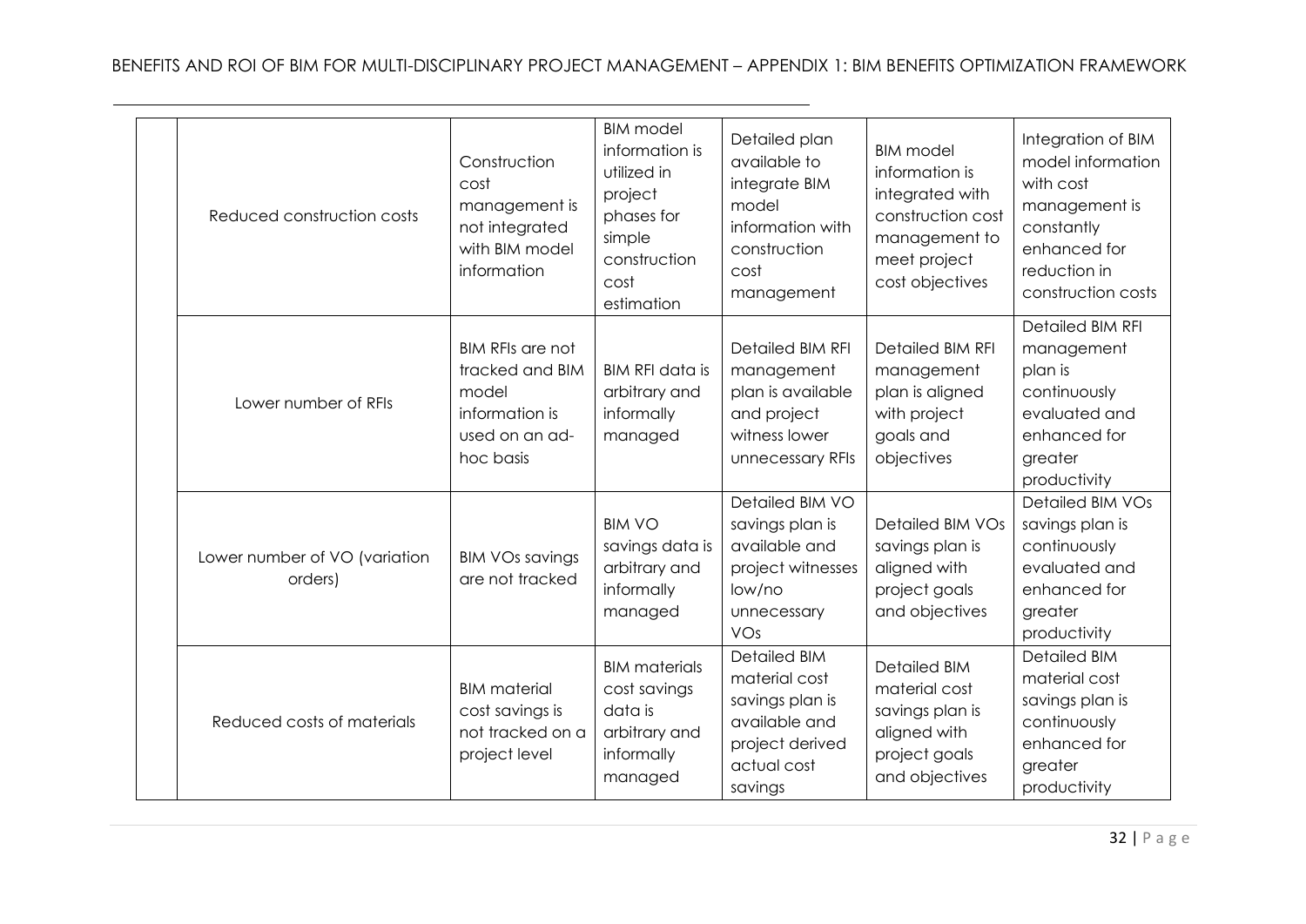| | | | | | | |
|---|---|---|---|---|---|---|
| | Reduced construction costs | Construction cost management is not integrated with BIM model information | BIM model information is utilized in project phases for simple construction cost estimation | Detailed plan available to integrate BIM model information with construction cost management | BIM model information is integrated with construction cost management to meet project cost objectives | Integration of BIM model information with cost management is constantly enhanced for reduction in construction costs |
| | Lower number of RFIs | BIM RFIs are not tracked and BIM model information is used on an ad-hoc basis | BIM RFI data is arbitrary and informally managed | Detailed BIM RFI management plan is available and project witness lower unnecessary RFIs | Detailed BIM RFI management plan is aligned with project goals and objectives | Detailed BIM RFI management plan is continuously evaluated and enhanced for greater productivity |
| | Lower number of VO (variation orders) | BIM VOs savings are not tracked | BIM VO savings data is arbitrary and informally managed | Detailed BIM VO savings plan is available and project witnesses low/no unnecessary VOs | Detailed BIM VOs savings plan is aligned with project goals and objectives | Detailed BIM VOs savings plan is continuously evaluated and enhanced for greater productivity |
| | Reduced costs of materials | BIM material cost savings is not tracked on a project level | BIM materials cost savings data is arbitrary and informally managed | Detailed BIM material cost savings plan is available and project derived actual cost savings | Detailed BIM material cost savings plan is aligned with project goals and objectives | Detailed BIM material cost savings plan is continuously enhanced for greater productivity |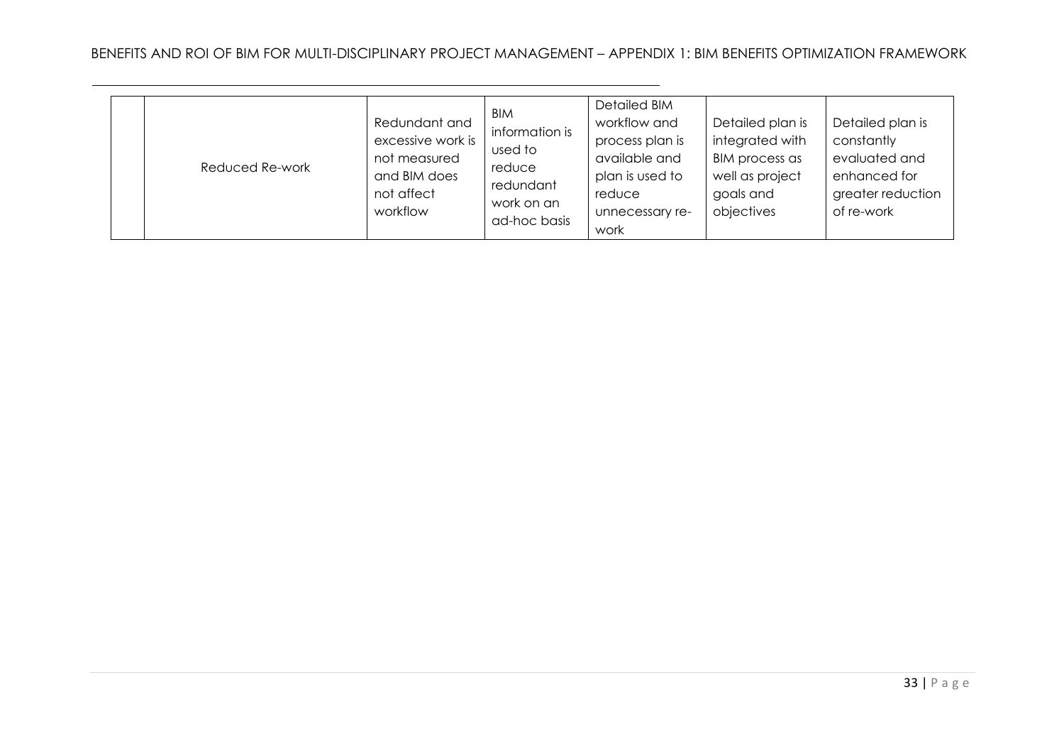| | | | | | | |
|---|---|---|---|---|---|---|
| | Reduced Re-work | Redundant and excessive work is not measured and BIM does not affect workflow | BIM information is used to reduce redundant work on an ad-hoc basis | Detailed BIM workflow and process plan is available and plan is used to reduce unnecessary re-work | Detailed plan is integrated with BIM process as well as project goals and objectives | Detailed plan is constantly evaluated and enhanced for greater reduction of re-work |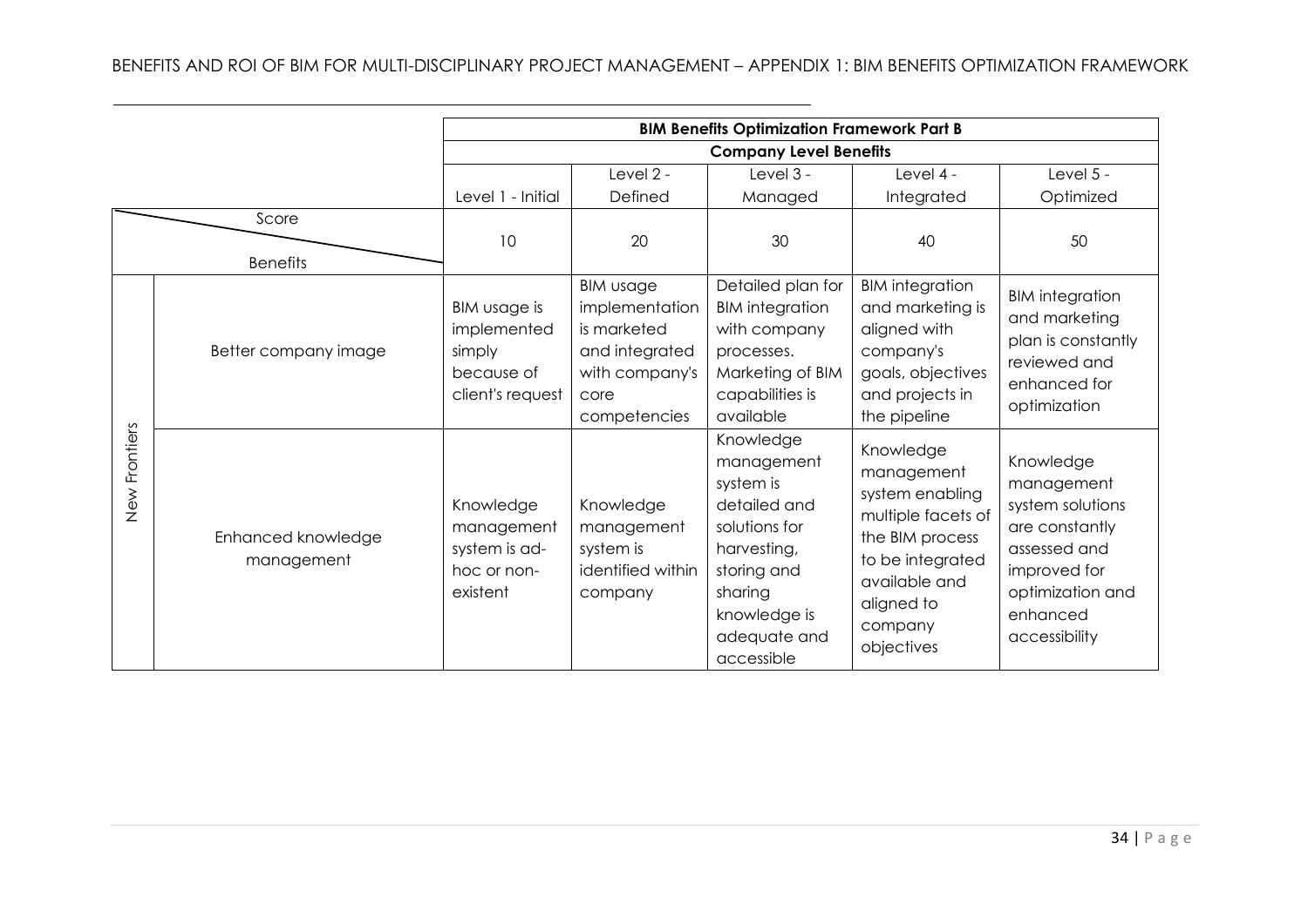| | | BIM Benefits Optimization Framework Part B | | | | |
|---|---|---|---|---|---|---|
| | | Company Level Benefits | | | | |
| | | Level 1 - Initial | Level 2 - Defined | Level 3 - Managed | Level 4 - Integrated | Level 5 - Optimized |
| | Score / Benefits | 10 | 20 | 30 | 40 | 50 |
| New Frontiers | Better company image | BIM usage is implemented simply because of client's request | BIM usage implementation is marketed and integrated with company's core competencies | Detailed plan for BIM integration with company processes. Marketing of BIM capabilities is available | BIM integration and marketing is aligned with company's goals, objectives and projects in the pipeline | BIM integration and marketing plan is constantly reviewed and enhanced for optimization |
| New Frontiers | Enhanced knowledge management | Knowledge management system is ad-hoc or non-existent | Knowledge management system is identified within company | Knowledge management system is detailed and solutions for harvesting, storing and sharing knowledge is adequate and accessible | Knowledge management system enabling multiple facets of the BIM process to be integrated available and aligned to company objectives | Knowledge management system solutions are constantly assessed and improved for optimization and enhanced accessibility |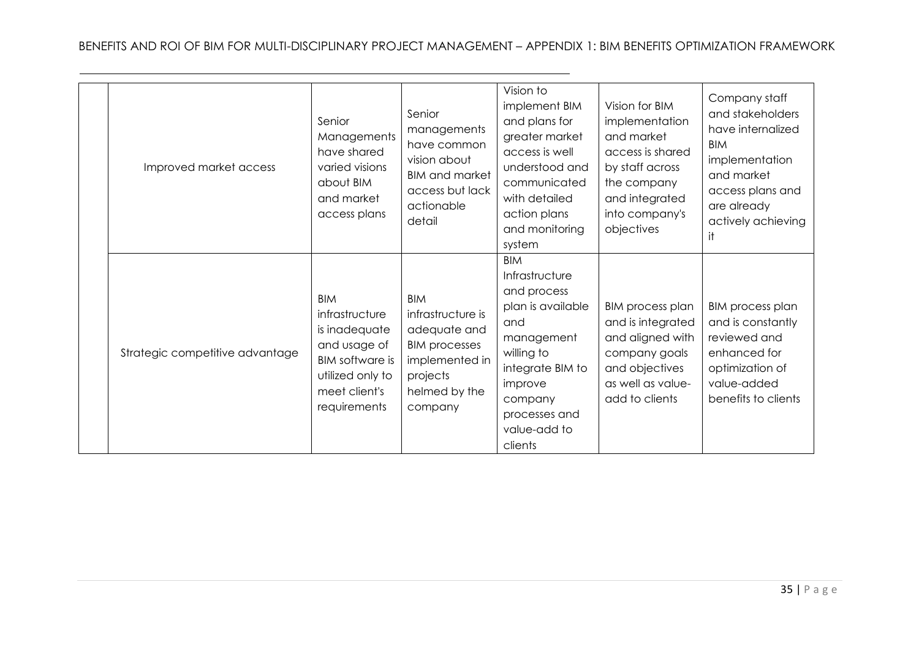| | | | | | | |
|---|---|---|---|---|---|---|
| | Improved market access | Senior Managements have shared varied visions about BIM and market access plans | Senior managements have common vision about BIM and market access but lack actionable detail | Vision to implement BIM and plans for greater market access is well understood and communicated with detailed action plans and monitoring system | Vision for BIM implementation and market access is shared by staff across the company and integrated into company's objectives | Company staff and stakeholders have internalized BIM implementation and market access plans and are already actively achieving it |
| | Strategic competitive advantage | BIM infrastructure is inadequate and usage of BIM software is utilized only to meet client's requirements | BIM infrastructure is adequate and BIM processes implemented in projects helmed by the company | BIM Infrastructure and process plan is available and management willing to integrate BIM to improve company processes and value-add to clients | BIM process plan and is integrated and aligned with company goals and objectives as well as value-add to clients | BIM process plan and is constantly reviewed and enhanced for optimization of value-added benefits to clients |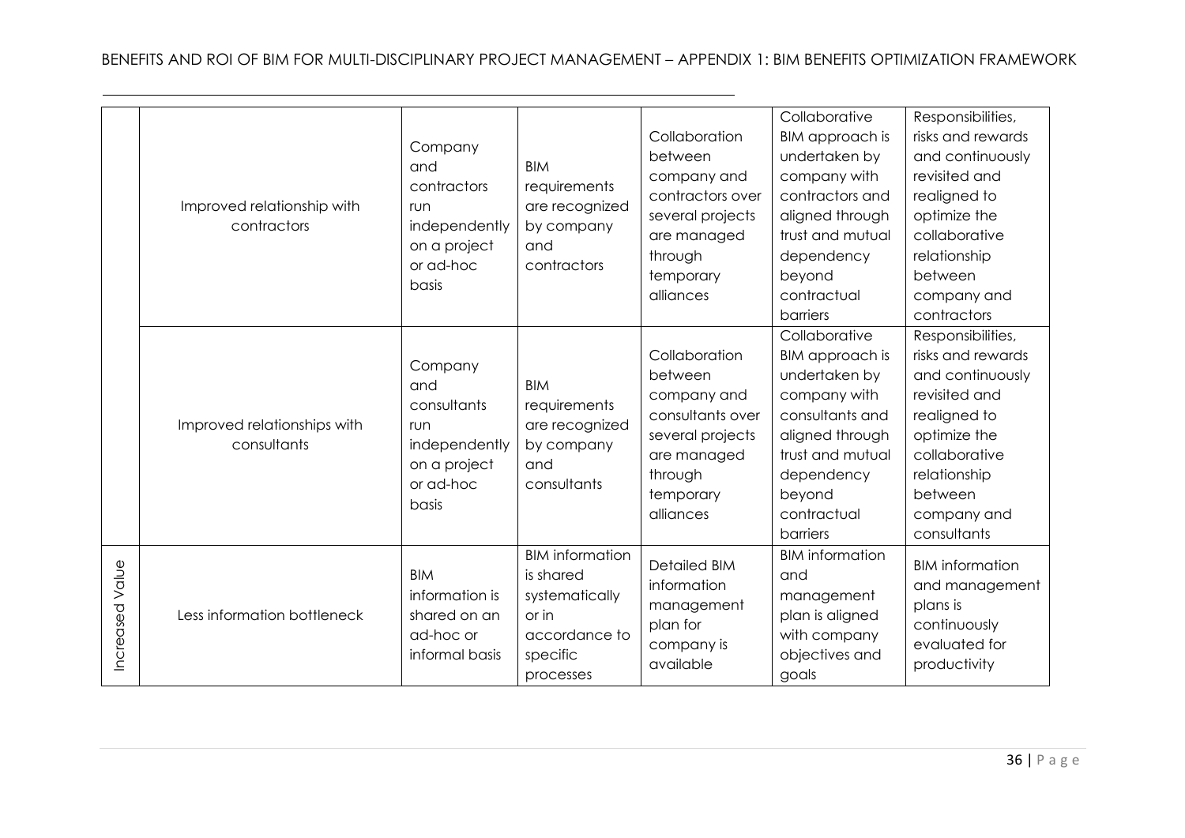| | | | | | | |
|---|---|---|---|---|---|---|
| | Improved relationship with contractors | Company and contractors run independently on a project or ad-hoc basis | BIM requirements are recognized by company and contractors | Collaboration between company and contractors over several projects are managed through temporary alliances | Collaborative BIM approach is undertaken by company with contractors and aligned through trust and mutual dependency beyond contractual barriers | Responsibilities, risks and rewards and continuously revisited and realigned to optimize the collaborative relationship between company and contractors |
| | Improved relationships with consultants | Company and consultants run independently on a project or ad-hoc basis | BIM requirements are recognized by company and consultants | Collaboration between company and consultants over several projects are managed through temporary alliances | Collaborative BIM approach is undertaken by company with consultants and aligned through trust and mutual dependency beyond contractual barriers | Responsibilities, risks and rewards and continuously revisited and realigned to optimize the collaborative relationship between company and consultants |
| Increased Value | Less information bottleneck | BIM information is shared on an ad-hoc or informal basis | BIM information is shared systematically or in accordance to specific processes | Detailed BIM information management plan for company is available | BIM information and management plan is aligned with company objectives and goals | BIM information and management plans is continuously evaluated for productivity |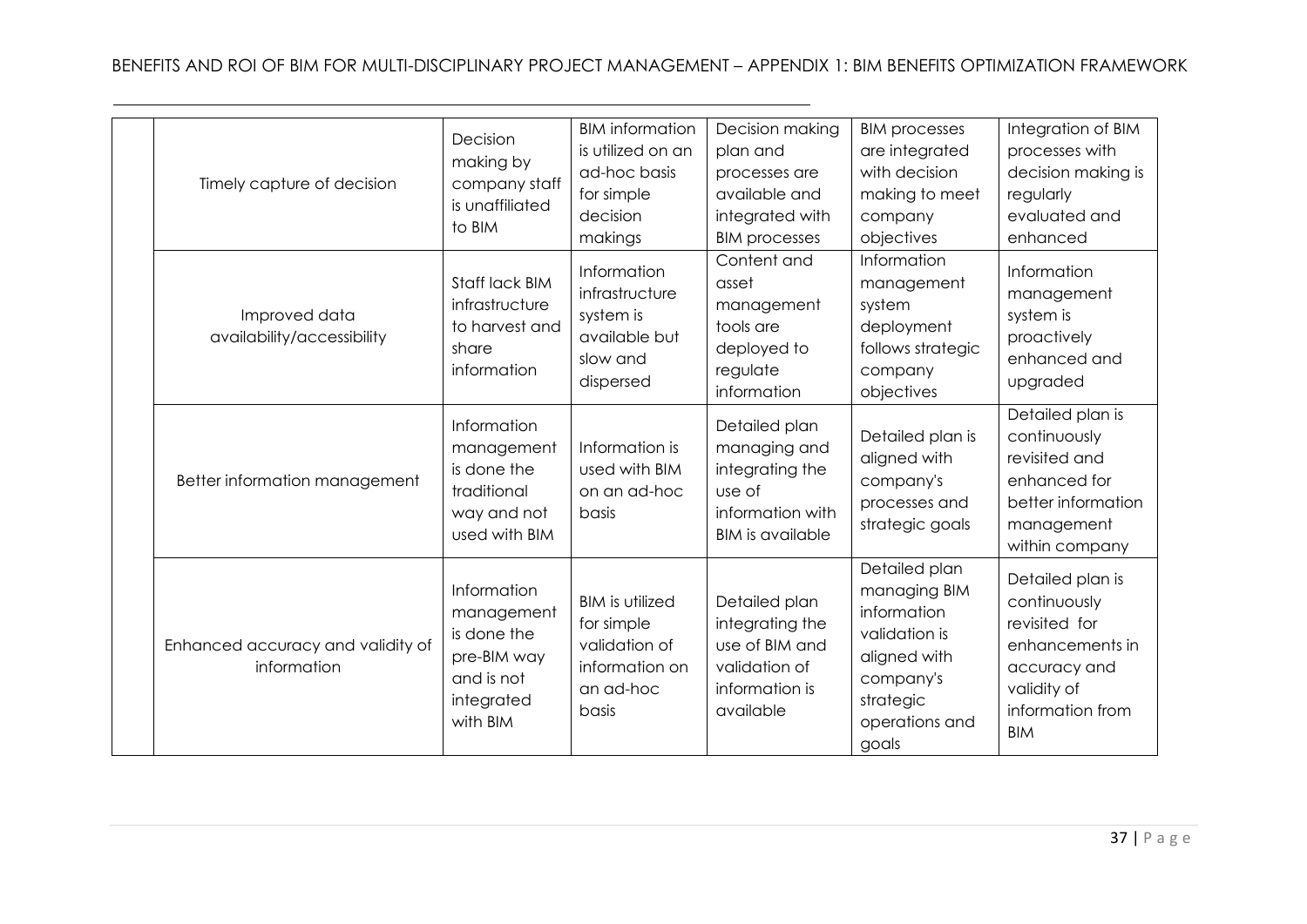| | | | | | | |
|---|---|---|---|---|---|---|
| | Timely capture of decision | Decision making by company staff is unaffiliated to BIM | BIM information is utilized on an ad-hoc basis for simple decision makings | Decision making plan and processes are available and integrated with BIM processes | BIM processes are integrated with decision making to meet company objectives | Integration of BIM processes with decision making is regularly evaluated and enhanced |
| | Improved data availability/accessibility | Staff lack BIM infrastructure to harvest and share information | Information infrastructure system is available but slow and dispersed | Content and asset management tools are deployed to regulate information | Information management system deployment follows strategic company objectives | Information management system is proactively enhanced and upgraded |
| | Better information management | Information management is done the traditional way and not used with BIM | Information is used with BIM on an ad-hoc basis | Detailed plan managing and integrating the use of information with BIM is available | Detailed plan is aligned with company's processes and strategic goals | Detailed plan is continuously revisited and enhanced for better information management within company |
| | Enhanced accuracy and validity of information | Information management is done the pre-BIM way and is not integrated with BIM | BIM is utilized for simple validation of information on an ad-hoc basis | Detailed plan integrating the use of BIM and validation of information is available | Detailed plan managing BIM information validation is aligned with company's strategic operations and goals | Detailed plan is continuously revisited for enhancements in accuracy and validity of information from BIM |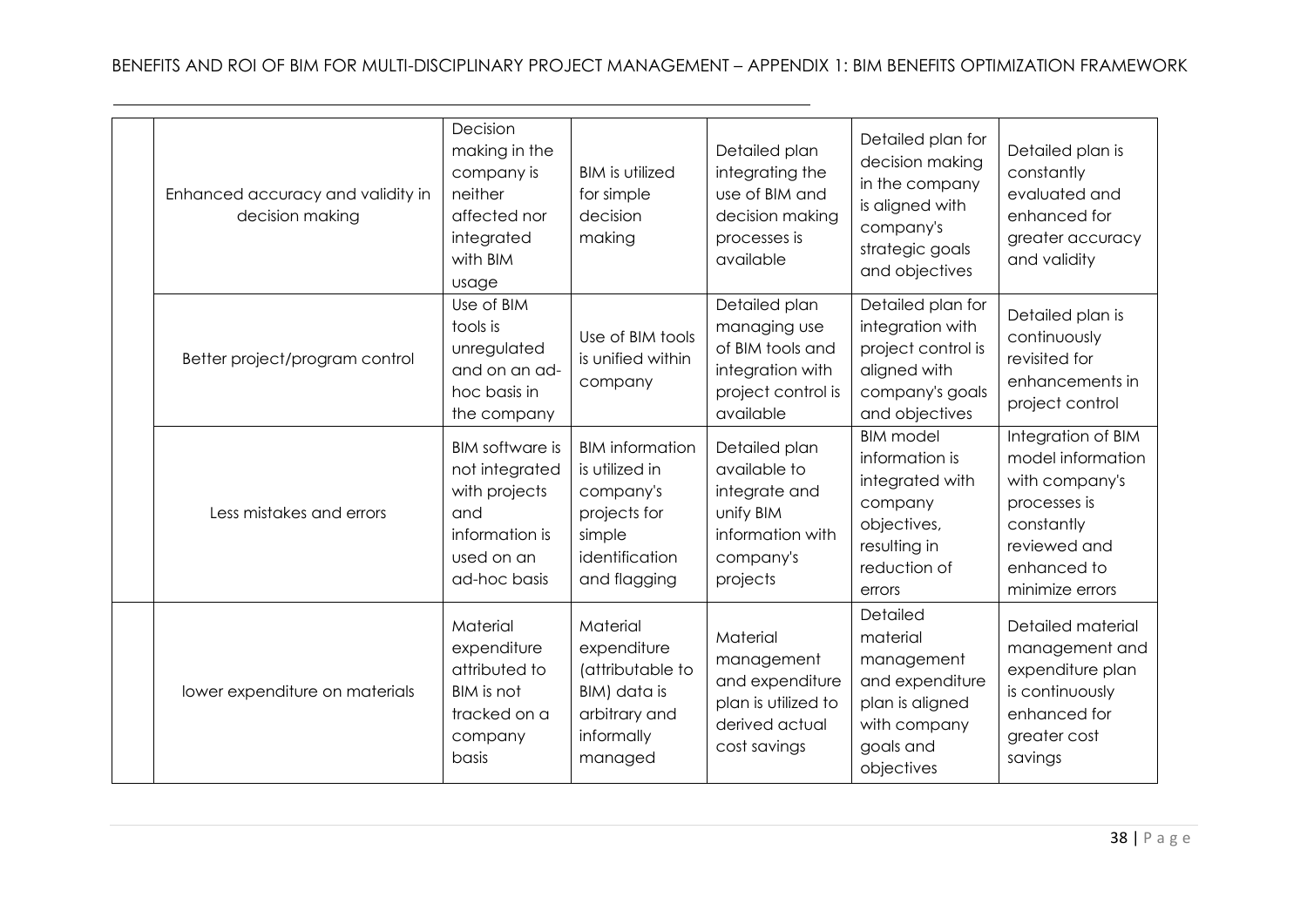| | | | | | | |
|---|---|---|---|---|---|---|
| | Enhanced accuracy and validity in decision making | Decision making in the company is neither affected nor integrated with BIM usage | BIM is utilized for simple decision making | Detailed plan integrating the use of BIM and decision making processes is available | Detailed plan for decision making in the company is aligned with company's strategic goals and objectives | Detailed plan is constantly evaluated and enhanced for greater accuracy and validity |
| | Better project/program control | Use of BIM tools is unregulated and on an ad-hoc basis in the company | Use of BIM tools is unified within company | Detailed plan managing use of BIM tools and integration with project control is available | Detailed plan for integration with project control is aligned with company's goals and objectives | Detailed plan is continuously revisited for enhancements in project control |
| | Less mistakes and errors | BIM software is not integrated with projects and information is used on an ad-hoc basis | BIM information is utilized in company's projects for simple identification and flagging | Detailed plan available to integrate and unify BIM information with company's projects | BIM model information is integrated with company objectives, resulting in reduction of errors | Integration of BIM model information with company's processes is constantly reviewed and enhanced to minimize errors |
| | lower expenditure on materials | Material expenditure attributed to BIM is not tracked on a company basis | Material expenditure (attributable to BIM) data is arbitrary and informally managed | Material management and expenditure plan is utilized to derived actual cost savings | Detailed material management and expenditure plan is aligned with company goals and objectives | Detailed material management and expenditure plan is continuously enhanced for greater cost savings |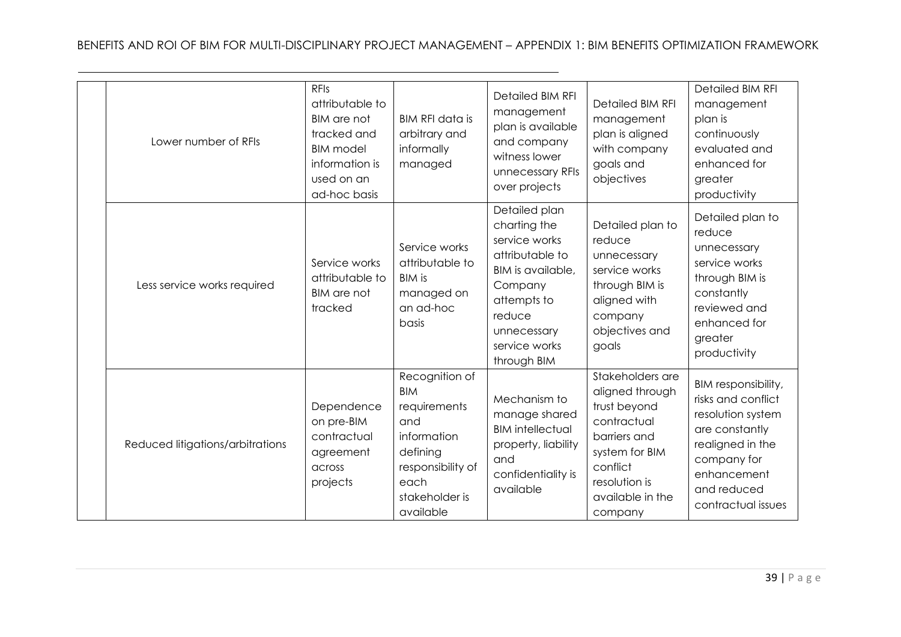| | | | | | | |
|---|---|---|---|---|---|---|
| | Lower number of RFIs | RFIs attributable to BIM are not tracked and BIM model information is used on an ad-hoc basis | BIM RFI data is arbitrary and informally managed | Detailed BIM RFI management plan is available and company witness lower unnecessary RFIs over projects | Detailed BIM RFI management plan is aligned with company goals and objectives | Detailed BIM RFI management plan is continuously evaluated and enhanced for greater productivity |
| | Less service works required | Service works attributable to BIM are not tracked | Service works attributable to BIM is managed on an ad-hoc basis | Detailed plan charting the service works attributable to BIM is available, Company attempts to reduce unnecessary service works through BIM | Detailed plan to reduce unnecessary service works through BIM is aligned with company objectives and goals | Detailed plan to reduce unnecessary service works through BIM is constantly reviewed and enhanced for greater productivity |
| | Reduced litigations/arbitrations | Dependence on pre-BIM contractual agreement across projects | Recognition of BIM requirements and information defining responsibility of each stakeholder is available | Mechanism to manage shared BIM intellectual property, liability and confidentiality is available | Stakeholders are aligned through trust beyond contractual barriers and system for BIM conflict resolution is available in the company | BIM responsibility, risks and conflict resolution system are constantly realigned in the company for enhancement and reduced contractual issues |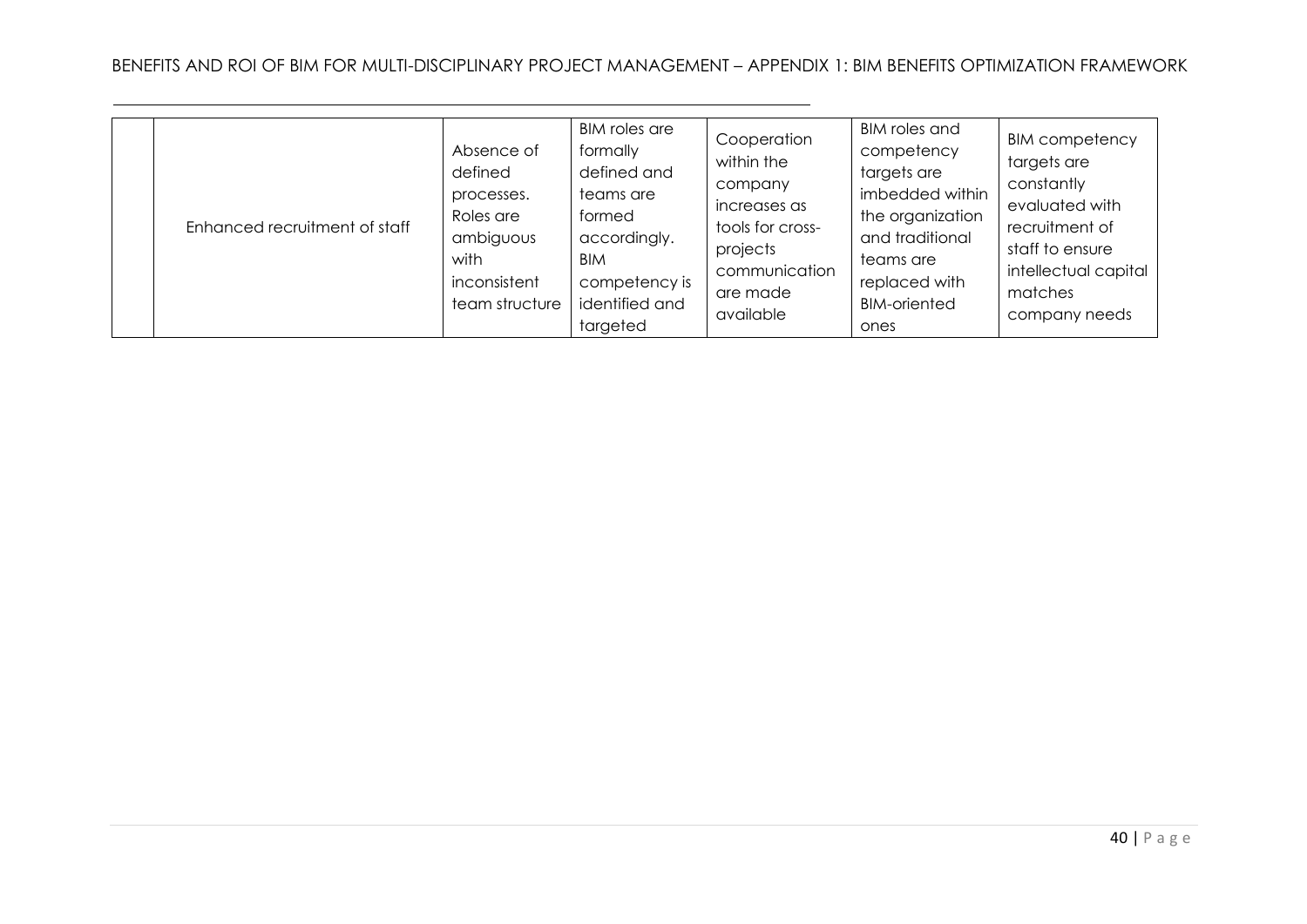| | | | | | | |
|---|---|---|---|---|---|---|
| | Enhanced recruitment of staff | Absence of defined processes. Roles are ambiguous with inconsistent team structure | BIM roles are formally defined and teams are formed accordingly. BIM competency is identified and targeted | Cooperation within the company increases as tools for cross-projects communication are made available | BIM roles and competency targets are imbedded within the organization and traditional teams are replaced with BIM-oriented ones | BIM competency targets are constantly evaluated with recruitment of staff to ensure intellectual capital matches company needs |